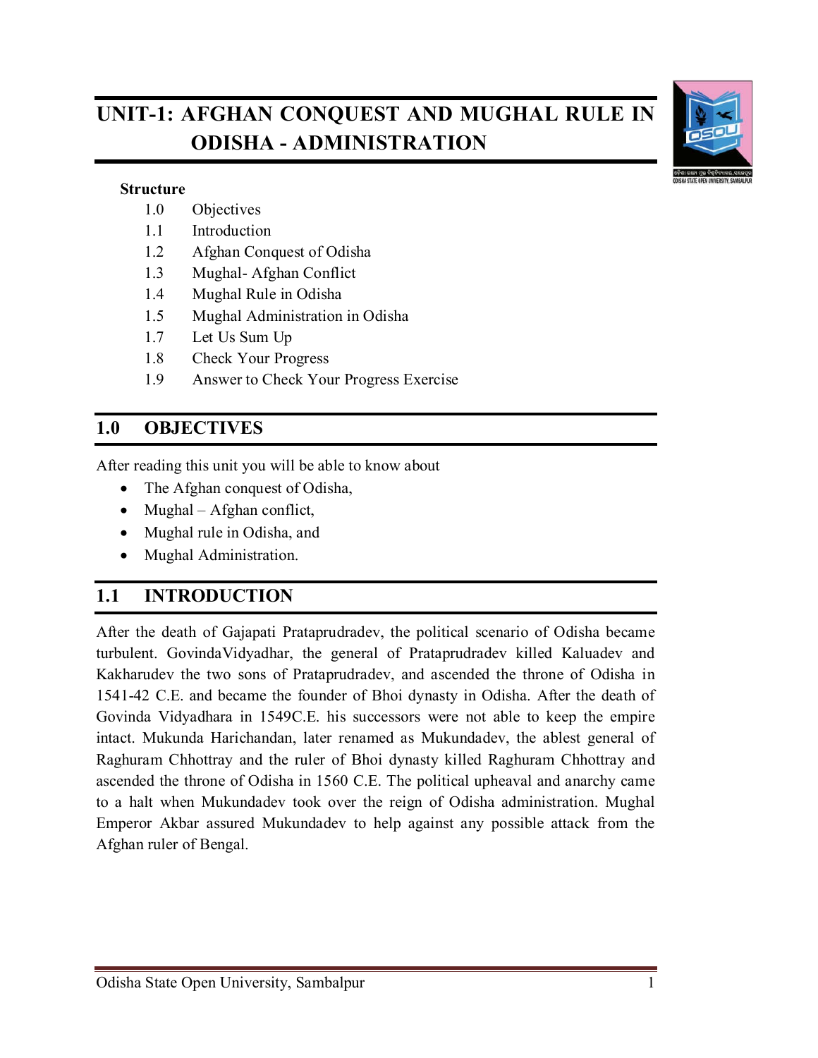# UNIT-1: AFGHAN CONQUEST AND MUGHAL RULE IN ODISHA - ADMINISTRATION

**Structure**

1.0 Objectives
1.1 Introduction
1.2 Afghan Conquest of Odisha
1.3 Mughal- Afghan Conflict
1.4 Mughal Rule in Odisha
1.5 Mughal Administration in Odisha
1.7 Let Us Sum Up
1.8 Check Your Progress
1.9 Answer to Check Your Progress Exercise

## 1.0 OBJECTIVES

After reading this unit you will be able to know about

- The Afghan conquest of Odisha,
- Mughal – Afghan conflict,
- Mughal rule in Odisha, and
- Mughal Administration.

## 1.1 INTRODUCTION

After the death of Gajapati Prataprudradev, the political scenario of Odisha became turbulent. GovindaVidyadhar, the general of Prataprudradev killed Kaluadev and Kakharudev the two sons of Prataprudradev, and ascended the throne of Odisha in 1541-42 C.E. and became the founder of Bhoi dynasty in Odisha. After the death of Govinda Vidyadhara in 1549C.E. his successors were not able to keep the empire intact. Mukunda Harichandan, later renamed as Mukundadev, the ablest general of Raghuram Chhottray and the ruler of Bhoi dynasty killed Raghuram Chhottray and ascended the throne of Odisha in 1560 C.E. The political upheaval and anarchy came to a halt when Mukundadev took over the reign of Odisha administration. Mughal Emperor Akbar assured Mukundadev to help against any possible attack from the Afghan ruler of Bengal.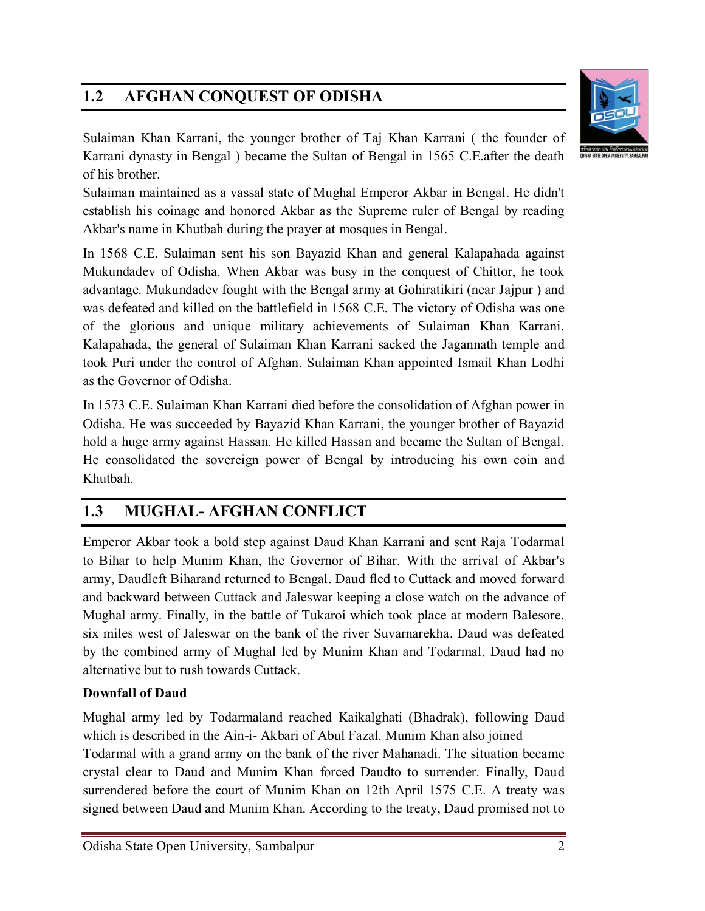## 1.2 AFGHAN CONQUEST OF ODISHA

Sulaiman Khan Karrani, the younger brother of Taj Khan Karrani ( the founder of Karrani dynasty in Bengal ) became the Sultan of Bengal in 1565 C.E.after the death of his brother.

Sulaiman maintained as a vassal state of Mughal Emperor Akbar in Bengal. He didn't establish his coinage and honored Akbar as the Supreme ruler of Bengal by reading Akbar's name in Khutbah during the prayer at mosques in Bengal.

In 1568 C.E. Sulaiman sent his son Bayazid Khan and general Kalapahada against Mukundadev of Odisha. When Akbar was busy in the conquest of Chittor, he took advantage. Mukundadev fought with the Bengal army at Gohiratikiri (near Jajpur ) and was defeated and killed on the battlefield in 1568 C.E. The victory of Odisha was one of the glorious and unique military achievements of Sulaiman Khan Karrani. Kalapahada, the general of Sulaiman Khan Karrani sacked the Jagannath temple and took Puri under the control of Afghan. Sulaiman Khan appointed Ismail Khan Lodhi as the Governor of Odisha.

In 1573 C.E. Sulaiman Khan Karrani died before the consolidation of Afghan power in Odisha. He was succeeded by Bayazid Khan Karrani, the younger brother of Bayazid hold a huge army against Hassan. He killed Hassan and became the Sultan of Bengal. He consolidated the sovereign power of Bengal by introducing his own coin and Khutbah.

## 1.3 MUGHAL- AFGHAN CONFLICT

Emperor Akbar took a bold step against Daud Khan Karrani and sent Raja Todarmal to Bihar to help Munim Khan, the Governor of Bihar. With the arrival of Akbar's army, Daudleft Biharand returned to Bengal. Daud fled to Cuttack and moved forward and backward between Cuttack and Jaleswar keeping a close watch on the advance of Mughal army. Finally, in the battle of Tukaroi which took place at modern Balesore, six miles west of Jaleswar on the bank of the river Suvarnarekha. Daud was defeated by the combined army of Mughal led by Munim Khan and Todarmal. Daud had no alternative but to rush towards Cuttack.

**Downfall of Daud**

Mughal army led by Todarmaland reached Kaikalghati (Bhadrak), following Daud which is described in the Ain-i- Akbari of Abul Fazal. Munim Khan also joined Todarmal with a grand army on the bank of the river Mahanadi. The situation became crystal clear to Daud and Munim Khan forced Daudto to surrender. Finally, Daud surrendered before the court of Munim Khan on 12th April 1575 C.E. A treaty was signed between Daud and Munim Khan. According to the treaty, Daud promised not to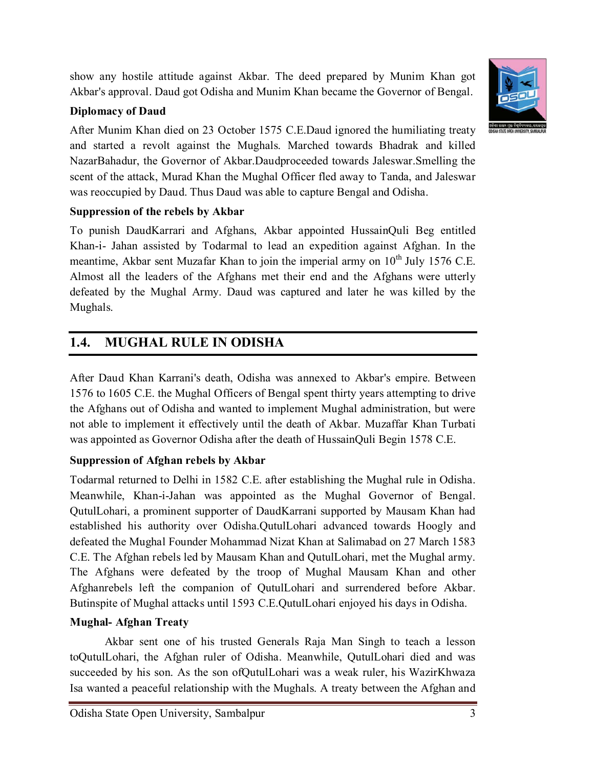show any hostile attitude against Akbar. The deed prepared by Munim Khan got Akbar's approval. Daud got Odisha and Munim Khan became the Governor of Bengal.

**Diplomacy of Daud**

After Munim Khan died on 23 October 1575 C.E.Daud ignored the humiliating treaty and started a revolt against the Mughals. Marched towards Bhadrak and killed NazarBahadur, the Governor of Akbar.Daudproceeded towards Jaleswar.Smelling the scent of the attack, Murad Khan the Mughal Officer fled away to Tanda, and Jaleswar was reoccupied by Daud. Thus Daud was able to capture Bengal and Odisha.

**Suppression of the rebels by Akbar**

To punish DaudKarrari and Afghans, Akbar appointed HussainQuli Beg entitled Khan-i- Jahan assisted by Todarmal to lead an expedition against Afghan. In the meantime, Akbar sent Muzafar Khan to join the imperial army on 10th July 1576 C.E. Almost all the leaders of the Afghans met their end and the Afghans were utterly defeated by the Mughal Army. Daud was captured and later he was killed by the Mughals.

## 1.4. MUGHAL RULE IN ODISHA

After Daud Khan Karrani's death, Odisha was annexed to Akbar's empire. Between 1576 to 1605 C.E. the Mughal Officers of Bengal spent thirty years attempting to drive the Afghans out of Odisha and wanted to implement Mughal administration, but were not able to implement it effectively until the death of Akbar. Muzaffar Khan Turbati was appointed as Governor Odisha after the death of HussainQuli Begin 1578 C.E.

**Suppression of Afghan rebels by Akbar**

Todarmal returned to Delhi in 1582 C.E. after establishing the Mughal rule in Odisha. Meanwhile, Khan-i-Jahan was appointed as the Mughal Governor of Bengal. QutulLohari, a prominent supporter of DaudKarrani supported by Mausam Khan had established his authority over Odisha.QutulLohari advanced towards Hoogly and defeated the Mughal Founder Mohammad Nizat Khan at Salimabad on 27 March 1583 C.E. The Afghan rebels led by Mausam Khan and QutulLohari, met the Mughal army. The Afghans were defeated by the troop of Mughal Mausam Khan and other Afghanrebels left the companion of QutulLohari and surrendered before Akbar. Butinspite of Mughal attacks until 1593 C.E.QutulLohari enjoyed his days in Odisha.

**Mughal- Afghan Treaty**

Akbar sent one of his trusted Generals Raja Man Singh to teach a lesson toQutulLohari, the Afghan ruler of Odisha. Meanwhile, QutulLohari died and was succeeded by his son. As the son ofQutulLohari was a weak ruler, his WazirKhwaza Isa wanted a peaceful relationship with the Mughals. A treaty between the Afghan and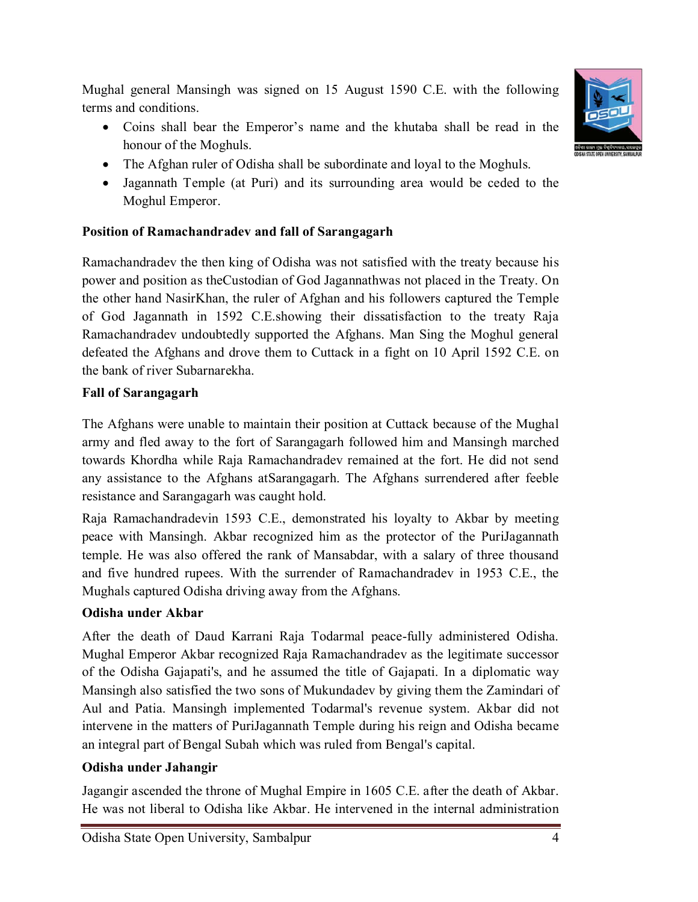Mughal general Mansingh was signed on 15 August 1590 C.E. with the following terms and conditions.

- Coins shall bear the Emperor's name and the khutaba shall be read in the honour of the Moghuls.
- The Afghan ruler of Odisha shall be subordinate and loyal to the Moghuls.
- Jagannath Temple (at Puri) and its surrounding area would be ceded to the Moghul Emperor.

**Position of Ramachandradev and fall of Sarangagarh**

Ramachandradev the then king of Odisha was not satisfied with the treaty because his power and position as theCustodian of God Jagannathwas not placed in the Treaty. On the other hand NasirKhan, the ruler of Afghan and his followers captured the Temple of God Jagannath in 1592 C.E.showing their dissatisfaction to the treaty Raja Ramachandradev undoubtedly supported the Afghans. Man Sing the Moghul general defeated the Afghans and drove them to Cuttack in a fight on 10 April 1592 C.E. on the bank of river Subarnarekha.

**Fall of Sarangagarh**

The Afghans were unable to maintain their position at Cuttack because of the Mughal army and fled away to the fort of Sarangagarh followed him and Mansingh marched towards Khordha while Raja Ramachandradev remained at the fort. He did not send any assistance to the Afghans atSarangagarh. The Afghans surrendered after feeble resistance and Sarangagarh was caught hold.

Raja Ramachandradevin 1593 C.E., demonstrated his loyalty to Akbar by meeting peace with Mansingh. Akbar recognized him as the protector of the PuriJagannath temple. He was also offered the rank of Mansabdar, with a salary of three thousand and five hundred rupees. With the surrender of Ramachandradev in 1953 C.E., the Mughals captured Odisha driving away from the Afghans.

**Odisha under Akbar**

After the death of Daud Karrani Raja Todarmal peace-fully administered Odisha. Mughal Emperor Akbar recognized Raja Ramachandradev as the legitimate successor of the Odisha Gajapati's, and he assumed the title of Gajapati. In a diplomatic way Mansingh also satisfied the two sons of Mukundadev by giving them the Zamindari of Aul and Patia. Mansingh implemented Todarmal's revenue system. Akbar did not intervene in the matters of PuriJagannath Temple during his reign and Odisha became an integral part of Bengal Subah which was ruled from Bengal's capital.

**Odisha under Jahangir**

Jagangir ascended the throne of Mughal Empire in 1605 C.E. after the death of Akbar. He was not liberal to Odisha like Akbar. He intervened in the internal administration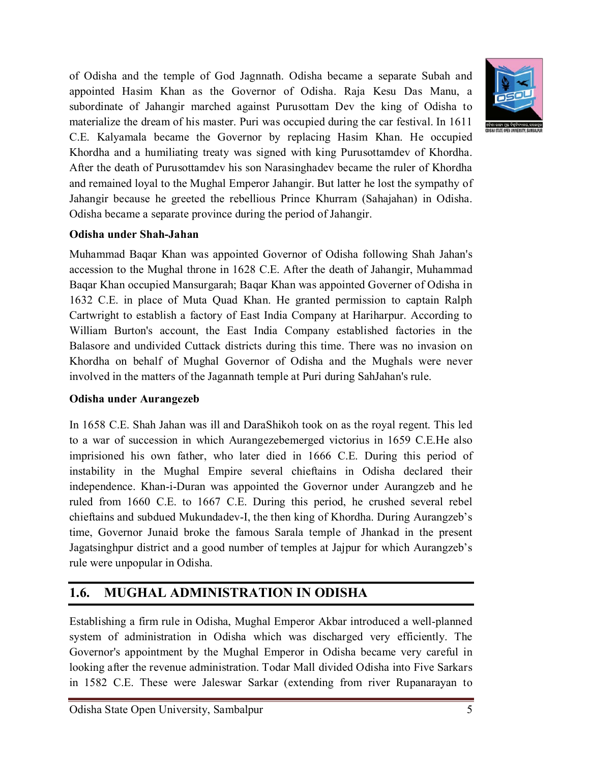of Odisha and the temple of God Jagnnath. Odisha became a separate Subah and appointed Hasim Khan as the Governor of Odisha. Raja Kesu Das Manu, a subordinate of Jahangir marched against Purusottam Dev the king of Odisha to materialize the dream of his master. Puri was occupied during the car festival. In 1611 C.E. Kalyamala became the Governor by replacing Hasim Khan. He occupied Khordha and a humiliating treaty was signed with king Purusottamdev of Khordha. After the death of Purusottamdev his son Narasinghadev became the ruler of Khordha and remained loyal to the Mughal Emperor Jahangir. But latter he lost the sympathy of Jahangir because he greeted the rebellious Prince Khurram (Sahajahan) in Odisha. Odisha became a separate province during the period of Jahangir.

**Odisha under Shah-Jahan**

Muhammad Baqar Khan was appointed Governor of Odisha following Shah Jahan's accession to the Mughal throne in 1628 C.E. After the death of Jahangir, Muhammad Baqar Khan occupied Mansurgarah; Baqar Khan was appointed Governer of Odisha in 1632 C.E. in place of Muta Quad Khan. He granted permission to captain Ralph Cartwright to establish a factory of East India Company at Hariharpur. According to William Burton's account, the East India Company established factories in the Balasore and undivided Cuttack districts during this time. There was no invasion on Khordha on behalf of Mughal Governor of Odisha and the Mughals were never involved in the matters of the Jagannath temple at Puri during SahJahan's rule.

**Odisha under Aurangezeb**

In 1658 C.E. Shah Jahan was ill and DaraShikoh took on as the royal regent. This led to a war of succession in which Aurangezebemerged victorius in 1659 C.E.He also imprisioned his own father, who later died in 1666 C.E. During this period of instability in the Mughal Empire several chieftains in Odisha declared their independence. Khan-i-Duran was appointed the Governor under Aurangzeb and he ruled from 1660 C.E. to 1667 C.E. During this period, he crushed several rebel chieftains and subdued Mukundadev-I, the then king of Khordha. During Aurangzeb's time, Governor Junaid broke the famous Sarala temple of Jhankad in the present Jagatsinghpur district and a good number of temples at Jajpur for which Aurangzeb's rule were unpopular in Odisha.

## 1.6. MUGHAL ADMINISTRATION IN ODISHA

Establishing a firm rule in Odisha, Mughal Emperor Akbar introduced a well-planned system of administration in Odisha which was discharged very efficiently. The Governor's appointment by the Mughal Emperor in Odisha became very careful in looking after the revenue administration. Todar Mall divided Odisha into Five Sarkars in 1582 C.E. These were Jaleswar Sarkar (extending from river Rupanarayan to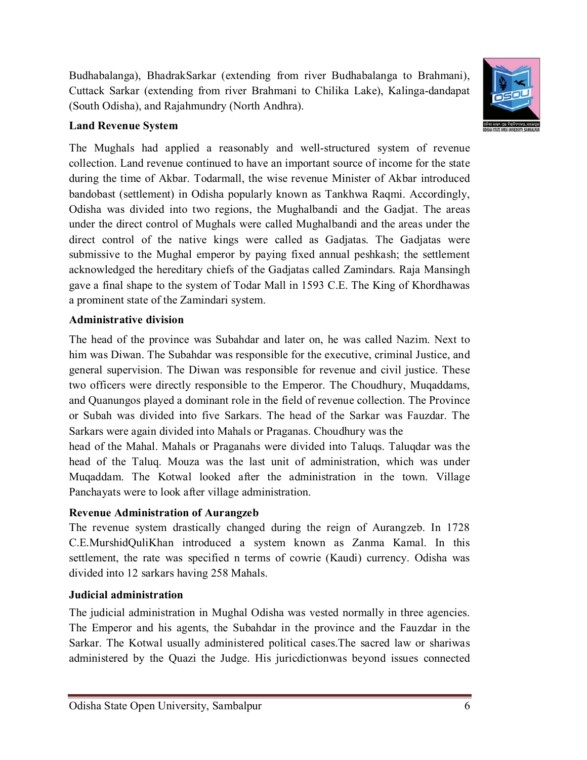Budhabalanga), BhadrakSarkar (extending from river Budhabalanga to Brahmani), Cuttack Sarkar (extending from river Brahmani to Chilika Lake), Kalinga-dandapat (South Odisha), and Rajahmundry (North Andhra).

**Land Revenue System**

The Mughals had applied a reasonably and well-structured system of revenue collection. Land revenue continued to have an important source of income for the state during the time of Akbar. Todarmall, the wise revenue Minister of Akbar introduced bandobast (settlement) in Odisha popularly known as Tankhwa Raqmi. Accordingly, Odisha was divided into two regions, the Mughalbandi and the Gadjat. The areas under the direct control of Mughals were called Mughalbandi and the areas under the direct control of the native kings were called as Gadjatas. The Gadjatas were submissive to the Mughal emperor by paying fixed annual peshkash; the settlement acknowledged the hereditary chiefs of the Gadjatas called Zamindars. Raja Mansingh gave a final shape to the system of Todar Mall in 1593 C.E. The King of Khordhawas a prominent state of the Zamindari system.

**Administrative division**

The head of the province was Subahdar and later on, he was called Nazim. Next to him was Diwan. The Subahdar was responsible for the executive, criminal Justice, and general supervision. The Diwan was responsible for revenue and civil justice. These two officers were directly responsible to the Emperor. The Choudhury, Muqaddams, and Quanungos played a dominant role in the field of revenue collection. The Province or Subah was divided into five Sarkars. The head of the Sarkar was Fauzdar. The Sarkars were again divided into Mahals or Praganas. Choudhury was the head of the Mahal. Mahals or Praganahs were divided into Taluqs. Taluqdar was the head of the Taluq. Mouza was the last unit of administration, which was under Muqaddam. The Kotwal looked after the administration in the town. Village Panchayats were to look after village administration.

**Revenue Administration of Aurangzeb**

The revenue system drastically changed during the reign of Aurangzeb. In 1728 C.E.MurshidQuliKhan introduced a system known as Zanma Kamal. In this settlement, the rate was specified n terms of cowrie (Kaudi) currency. Odisha was divided into 12 sarkars having 258 Mahals.

**Judicial administration**

The judicial administration in Mughal Odisha was vested normally in three agencies. The Emperor and his agents, the Subahdar in the province and the Fauzdar in the Sarkar. The Kotwal usually administered political cases.The sacred law or shariwas administered by the Quazi the Judge. His juricdictionwas beyond issues connected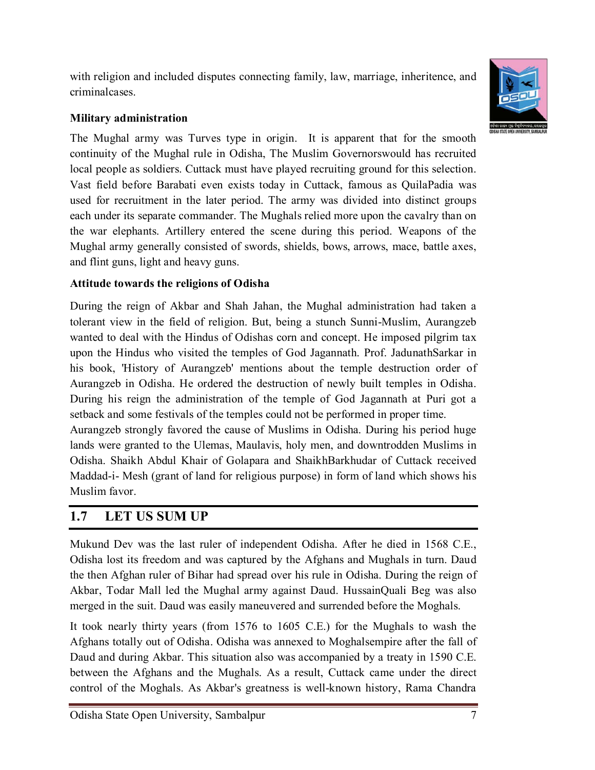with religion and included disputes connecting family, law, marriage, inheritence, and criminalcases.

**Military administration**

The Mughal army was Turves type in origin. It is apparent that for the smooth continuity of the Mughal rule in Odisha, The Muslim Governorswould has recruited local people as soldiers. Cuttack must have played recruiting ground for this selection. Vast field before Barabati even exists today in Cuttack, famous as QuilaPadia was used for recruitment in the later period. The army was divided into distinct groups each under its separate commander. The Mughals relied more upon the cavalry than on the war elephants. Artillery entered the scene during this period. Weapons of the Mughal army generally consisted of swords, shields, bows, arrows, mace, battle axes, and flint guns, light and heavy guns.

**Attitude towards the religions of Odisha**

During the reign of Akbar and Shah Jahan, the Mughal administration had taken a tolerant view in the field of religion. But, being a stunch Sunni-Muslim, Aurangzeb wanted to deal with the Hindus of Odishas corn and concept. He imposed pilgrim tax upon the Hindus who visited the temples of God Jagannath. Prof. JadunathSarkar in his book, 'History of Aurangzeb' mentions about the temple destruction order of Aurangzeb in Odisha. He ordered the destruction of newly built temples in Odisha. During his reign the administration of the temple of God Jagannath at Puri got a setback and some festivals of the temples could not be performed in proper time.

Aurangzeb strongly favored the cause of Muslims in Odisha. During his period huge lands were granted to the Ulemas, Maulavis, holy men, and downtrodden Muslims in Odisha. Shaikh Abdul Khair of Golapara and ShaikhBarkhudar of Cuttack received Maddad-i- Mesh (grant of land for religious purpose) in form of land which shows his Muslim favor.

## 1.7 LET US SUM UP

Mukund Dev was the last ruler of independent Odisha. After he died in 1568 C.E., Odisha lost its freedom and was captured by the Afghans and Mughals in turn. Daud the then Afghan ruler of Bihar had spread over his rule in Odisha. During the reign of Akbar, Todar Mall led the Mughal army against Daud. HussainQuali Beg was also merged in the suit. Daud was easily maneuvered and surrended before the Moghals.

It took nearly thirty years (from 1576 to 1605 C.E.) for the Mughals to wash the Afghans totally out of Odisha. Odisha was annexed to Moghalsempire after the fall of Daud and during Akbar. This situation also was accompanied by a treaty in 1590 C.E. between the Afghans and the Mughals. As a result, Cuttack came under the direct control of the Moghals. As Akbar's greatness is well-known history, Rama Chandra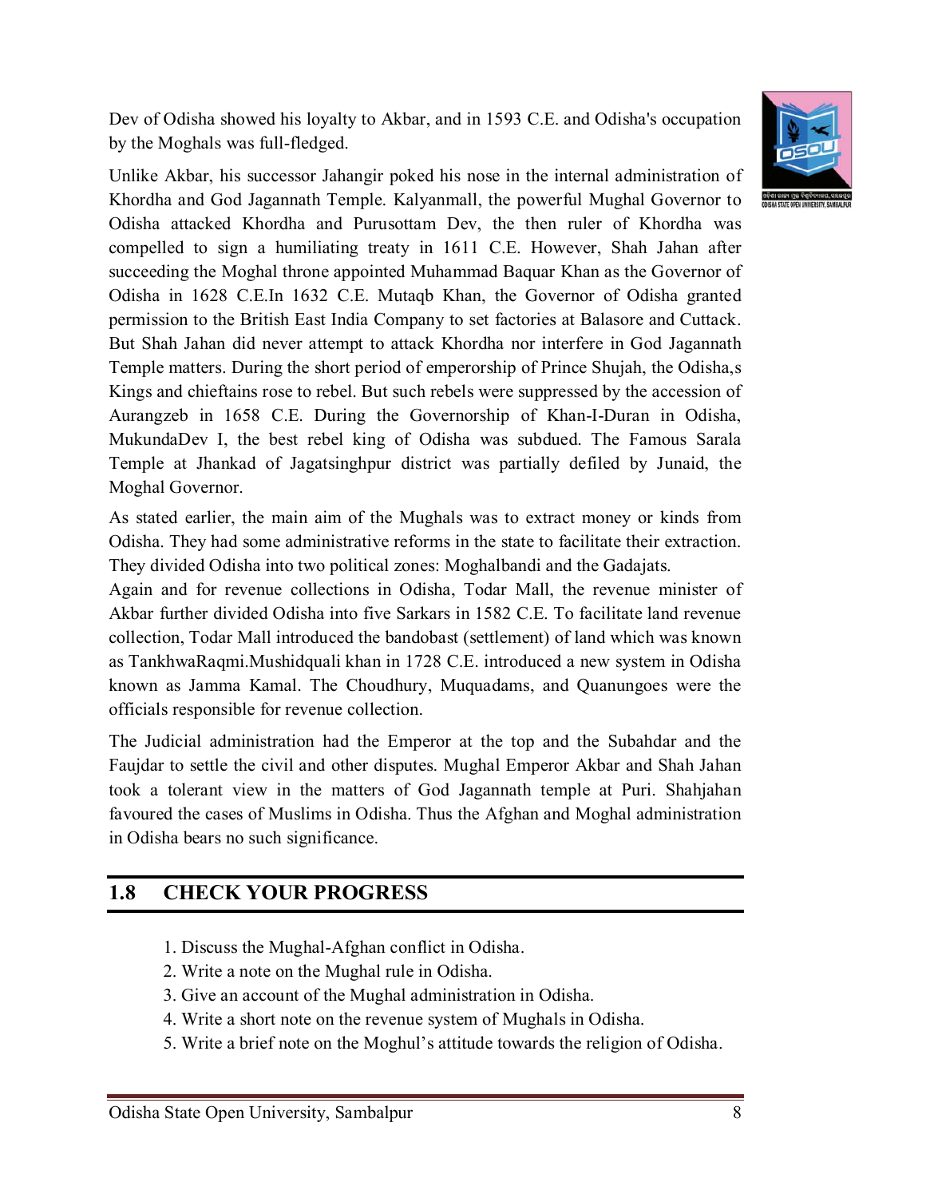Dev of Odisha showed his loyalty to Akbar, and in 1593 C.E. and Odisha's occupation by the Moghals was full-fledged.

Unlike Akbar, his successor Jahangir poked his nose in the internal administration of Khordha and God Jagannath Temple. Kalyanmall, the powerful Mughal Governor to Odisha attacked Khordha and Purusottam Dev, the then ruler of Khordha was compelled to sign a humiliating treaty in 1611 C.E. However, Shah Jahan after succeeding the Moghal throne appointed Muhammad Baquar Khan as the Governor of Odisha in 1628 C.E.In 1632 C.E. Mutaqb Khan, the Governor of Odisha granted permission to the British East India Company to set factories at Balasore and Cuttack. But Shah Jahan did never attempt to attack Khordha nor interfere in God Jagannath Temple matters. During the short period of emperorship of Prince Shujah, the Odisha,s Kings and chieftains rose to rebel. But such rebels were suppressed by the accession of Aurangzeb in 1658 C.E. During the Governorship of Khan-I-Duran in Odisha, MukundaDev I, the best rebel king of Odisha was subdued. The Famous Sarala Temple at Jhankad of Jagatsinghpur district was partially defiled by Junaid, the Moghal Governor.

As stated earlier, the main aim of the Mughals was to extract money or kinds from Odisha. They had some administrative reforms in the state to facilitate their extraction. They divided Odisha into two political zones: Moghalbandi and the Gadajats.

Again and for revenue collections in Odisha, Todar Mall, the revenue minister of Akbar further divided Odisha into five Sarkars in 1582 C.E. To facilitate land revenue collection, Todar Mall introduced the bandobast (settlement) of land which was known as TankhwaRaqmi.Mushidquali khan in 1728 C.E. introduced a new system in Odisha known as Jamma Kamal. The Choudhury, Muquadams, and Quanungoes were the officials responsible for revenue collection.

The Judicial administration had the Emperor at the top and the Subahdar and the Faujdar to settle the civil and other disputes. Mughal Emperor Akbar and Shah Jahan took a tolerant view in the matters of God Jagannath temple at Puri. Shahjahan favoured the cases of Muslims in Odisha. Thus the Afghan and Moghal administration in Odisha bears no such significance.

## 1.8 CHECK YOUR PROGRESS

1. Discuss the Mughal-Afghan conflict in Odisha.
2. Write a note on the Mughal rule in Odisha.
3. Give an account of the Mughal administration in Odisha.
4. Write a short note on the revenue system of Mughals in Odisha.
5. Write a brief note on the Moghul's attitude towards the religion of Odisha.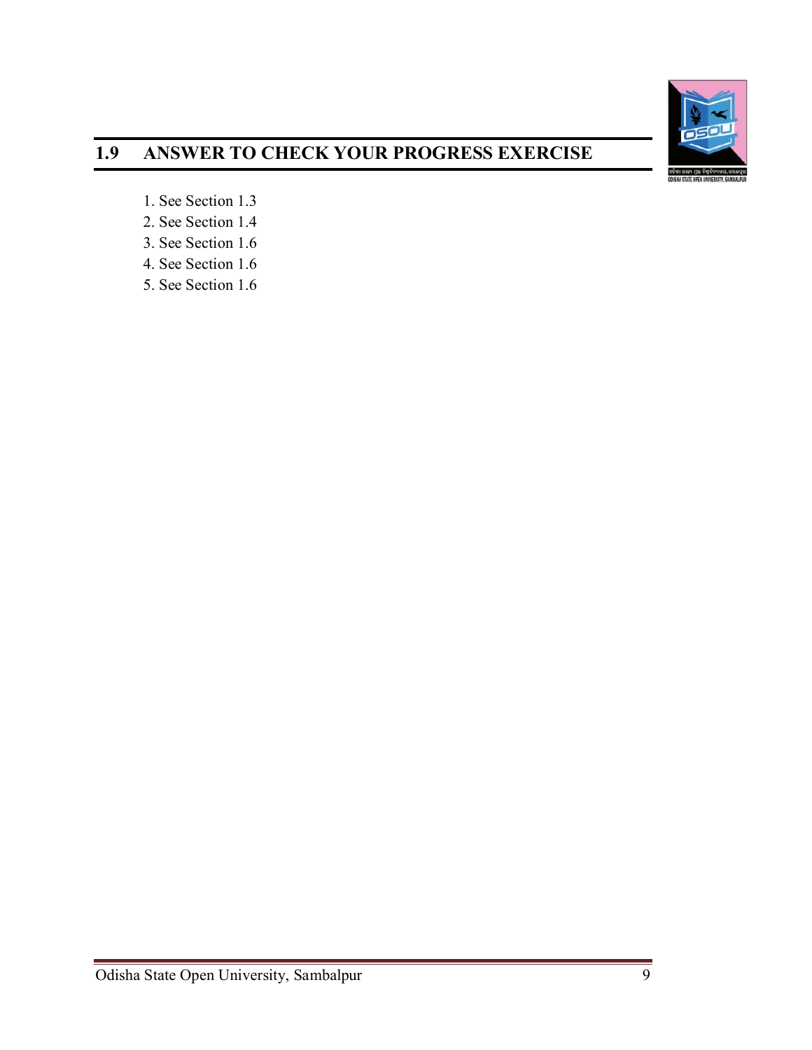## 1.9 ANSWER TO CHECK YOUR PROGRESS EXERCISE

1. See Section 1.3
2. See Section 1.4
3. See Section 1.6
4. See Section 1.6
5. See Section 1.6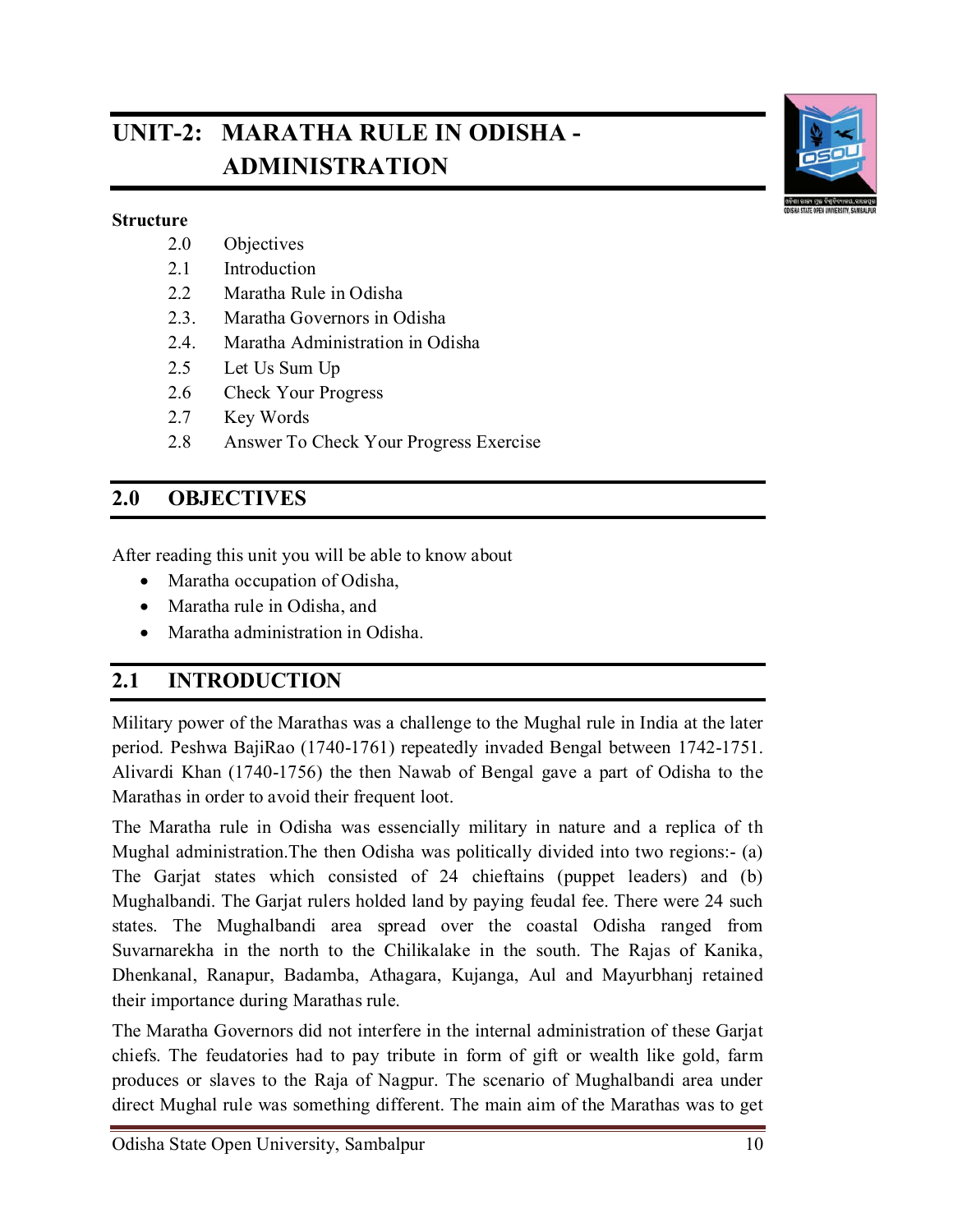# UNIT-2: MARATHA RULE IN ODISHA - ADMINISTRATION

**Structure**

- 2.0 Objectives
- 2.1 Introduction
- 2.2 Maratha Rule in Odisha
- 2.3. Maratha Governors in Odisha
- 2.4. Maratha Administration in Odisha
- 2.5 Let Us Sum Up
- 2.6 Check Your Progress
- 2.7 Key Words
- 2.8 Answer To Check Your Progress Exercise

## 2.0 OBJECTIVES

After reading this unit you will be able to know about

- Maratha occupation of Odisha,
- Maratha rule in Odisha, and
- Maratha administration in Odisha.

## 2.1 INTRODUCTION

Military power of the Marathas was a challenge to the Mughal rule in India at the later period. Peshwa BajiRao (1740-1761) repeatedly invaded Bengal between 1742-1751. Alivardi Khan (1740-1756) the then Nawab of Bengal gave a part of Odisha to the Marathas in order to avoid their frequent loot.

The Maratha rule in Odisha was essencially military in nature and a replica of th Mughal administration.The then Odisha was politically divided into two regions:- (a) The Garjat states which consisted of 24 chieftains (puppet leaders) and (b) Mughalbandi. The Garjat rulers holded land by paying feudal fee. There were 24 such states. The Mughalbandi area spread over the coastal Odisha ranged from Suvarnarekha in the north to the Chilikalake in the south. The Rajas of Kanika, Dhenkanal, Ranapur, Badamba, Athagara, Kujanga, Aul and Mayurbhanj retained their importance during Marathas rule.

The Maratha Governors did not interfere in the internal administration of these Garjat chiefs. The feudatories had to pay tribute in form of gift or wealth like gold, farm produces or slaves to the Raja of Nagpur. The scenario of Mughalbandi area under direct Mughal rule was something different. The main aim of the Marathas was to get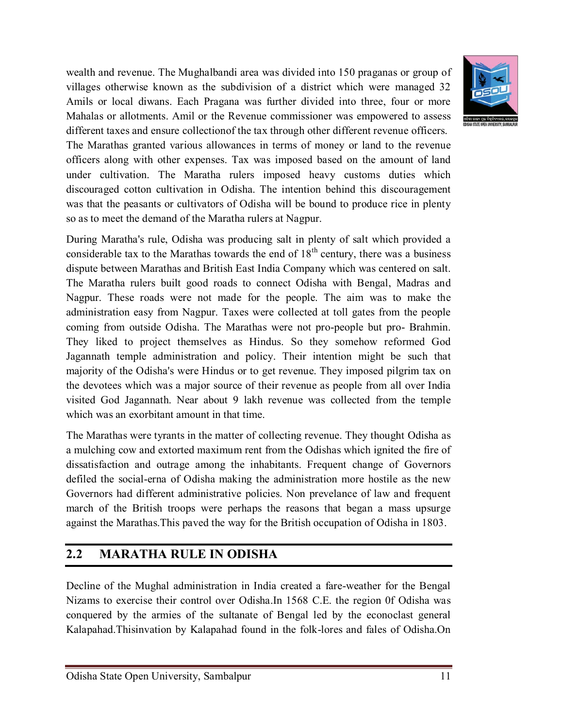wealth and revenue. The Mughalbandi area was divided into 150 praganas or group of villages otherwise known as the subdivision of a district which were managed 32 Amils or local diwans. Each Pragana was further divided into three, four or more Mahalas or allotments. Amil or the Revenue commissioner was empowered to assess different taxes and ensure collectionof the tax through other different revenue officers. The Marathas granted various allowances in terms of money or land to the revenue officers along with other expenses. Tax was imposed based on the amount of land under cultivation. The Maratha rulers imposed heavy customs duties which discouraged cotton cultivation in Odisha. The intention behind this discouragement was that the peasants or cultivators of Odisha will be bound to produce rice in plenty so as to meet the demand of the Maratha rulers at Nagpur.

During Maratha's rule, Odisha was producing salt in plenty of salt which provided a considerable tax to the Marathas towards the end of 18th century, there was a business dispute between Marathas and British East India Company which was centered on salt. The Maratha rulers built good roads to connect Odisha with Bengal, Madras and Nagpur. These roads were not made for the people. The aim was to make the administration easy from Nagpur. Taxes were collected at toll gates from the people coming from outside Odisha. The Marathas were not pro-people but pro- Brahmin. They liked to project themselves as Hindus. So they somehow reformed God Jagannath temple administration and policy. Their intention might be such that majority of the Odisha's were Hindus or to get revenue. They imposed pilgrim tax on the devotees which was a major source of their revenue as people from all over India visited God Jagannath. Near about 9 lakh revenue was collected from the temple which was an exorbitant amount in that time.

The Marathas were tyrants in the matter of collecting revenue. They thought Odisha as a mulching cow and extorted maximum rent from the Odishas which ignited the fire of dissatisfaction and outrage among the inhabitants. Frequent change of Governors defiled the social-erna of Odisha making the administration more hostile as the new Governors had different administrative policies. Non prevelance of law and frequent march of the British troops were perhaps the reasons that began a mass upsurge against the Marathas.This paved the way for the British occupation of Odisha in 1803.

## 2.2 MARATHA RULE IN ODISHA

Decline of the Mughal administration in India created a fare-weather for the Bengal Nizams to exercise their control over Odisha.In 1568 C.E. the region 0f Odisha was conquered by the armies of the sultanate of Bengal led by the econoclast general Kalapahad.Thisinvation by Kalapahad found in the folk-lores and fales of Odisha.On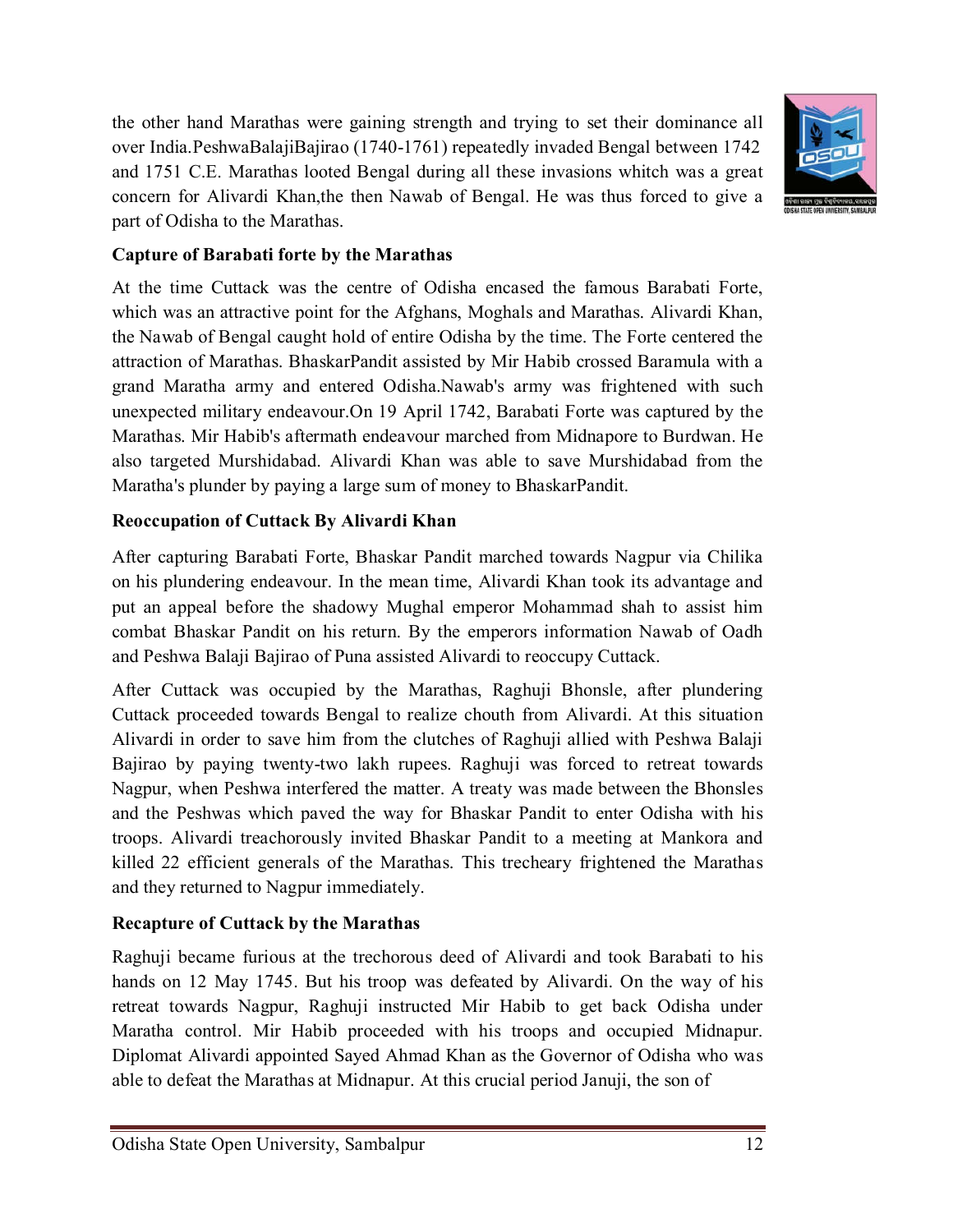the other hand Marathas were gaining strength and trying to set their dominance all over India.PeshwaBalajiBajirao (1740-1761) repeatedly invaded Bengal between 1742 and 1751 C.E. Marathas looted Bengal during all these invasions whitch was a great concern for Alivardi Khan,the then Nawab of Bengal. He was thus forced to give a part of Odisha to the Marathas.

**Capture of Barabati forte by the Marathas**

At the time Cuttack was the centre of Odisha encased the famous Barabati Forte, which was an attractive point for the Afghans, Moghals and Marathas. Alivardi Khan, the Nawab of Bengal caught hold of entire Odisha by the time. The Forte centered the attraction of Marathas. BhaskarPandit assisted by Mir Habib crossed Baramula with a grand Maratha army and entered Odisha.Nawab's army was frightened with such unexpected military endeavour.On 19 April 1742, Barabati Forte was captured by the Marathas. Mir Habib's aftermath endeavour marched from Midnapore to Burdwan. He also targeted Murshidabad. Alivardi Khan was able to save Murshidabad from the Maratha's plunder by paying a large sum of money to BhaskarPandit.

**Reoccupation of Cuttack By Alivardi Khan**

After capturing Barabati Forte, Bhaskar Pandit marched towards Nagpur via Chilika on his plundering endeavour. In the mean time, Alivardi Khan took its advantage and put an appeal before the shadowy Mughal emperor Mohammad shah to assist him combat Bhaskar Pandit on his return. By the emperors information Nawab of Oadh and Peshwa Balaji Bajirao of Puna assisted Alivardi to reoccupy Cuttack.

After Cuttack was occupied by the Marathas, Raghuji Bhonsle, after plundering Cuttack proceeded towards Bengal to realize chouth from Alivardi. At this situation Alivardi in order to save him from the clutches of Raghuji allied with Peshwa Balaji Bajirao by paying twenty-two lakh rupees. Raghuji was forced to retreat towards Nagpur, when Peshwa interfered the matter. A treaty was made between the Bhonsles and the Peshwas which paved the way for Bhaskar Pandit to enter Odisha with his troops. Alivardi treachorously invited Bhaskar Pandit to a meeting at Mankora and killed 22 efficient generals of the Marathas. This trecheary frightened the Marathas and they returned to Nagpur immediately.

**Recapture of Cuttack by the Marathas**

Raghuji became furious at the trechorous deed of Alivardi and took Barabati to his hands on 12 May 1745. But his troop was defeated by Alivardi. On the way of his retreat towards Nagpur, Raghuji instructed Mir Habib to get back Odisha under Maratha control. Mir Habib proceeded with his troops and occupied Midnapur. Diplomat Alivardi appointed Sayed Ahmad Khan as the Governor of Odisha who was able to defeat the Marathas at Midnapur. At this crucial period Januji, the son of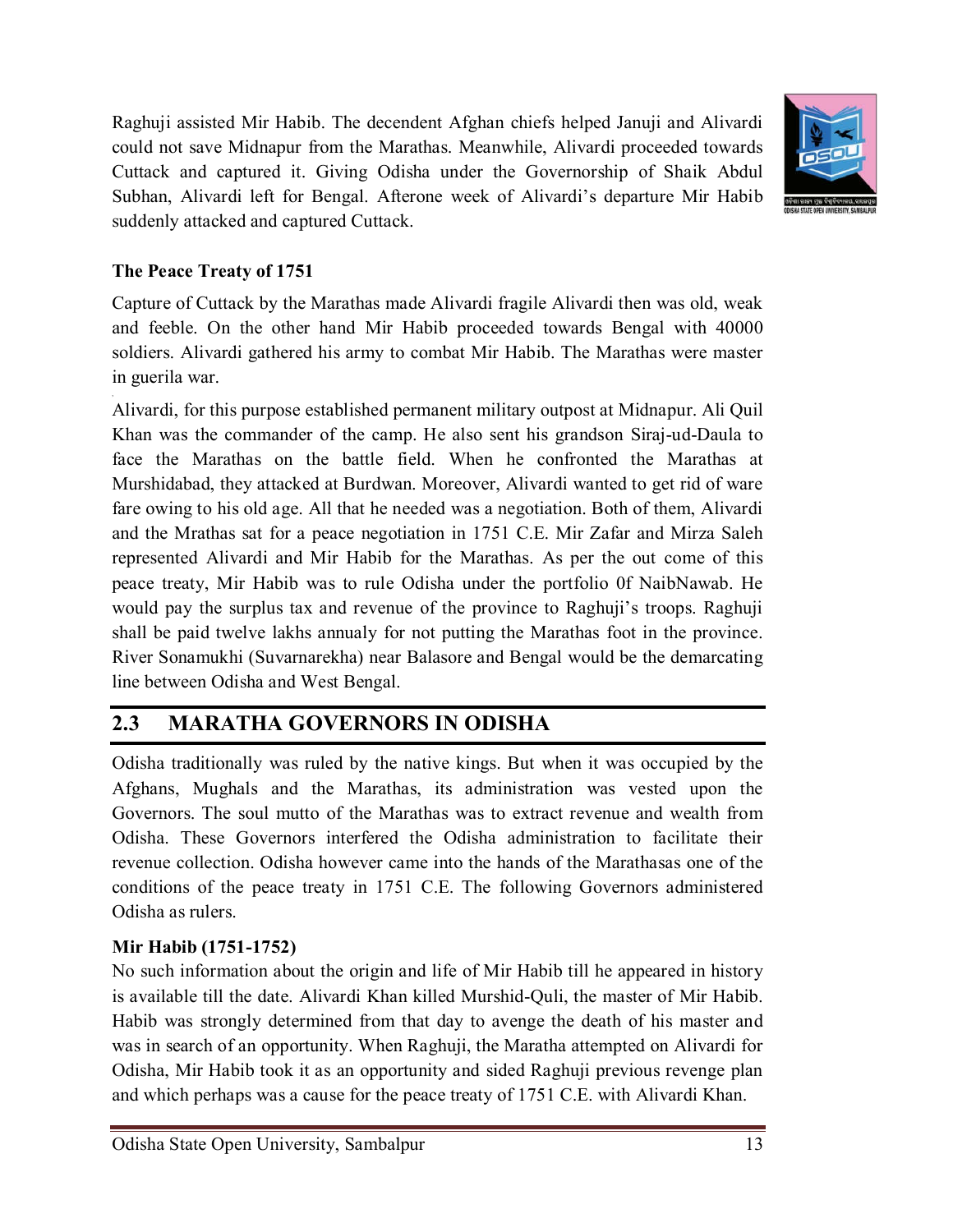Raghuji assisted Mir Habib. The decendent Afghan chiefs helped Januji and Alivardi could not save Midnapur from the Marathas. Meanwhile, Alivardi proceeded towards Cuttack and captured it. Giving Odisha under the Governorship of Shaik Abdul Subhan, Alivardi left for Bengal. Afterone week of Alivardi's departure Mir Habib suddenly attacked and captured Cuttack.

**The Peace Treaty of 1751**

Capture of Cuttack by the Marathas made Alivardi fragile Alivardi then was old, weak and feeble. On the other hand Mir Habib proceeded towards Bengal with 40000 soldiers. Alivardi gathered his army to combat Mir Habib. The Marathas were master in guerila war.

Alivardi, for this purpose established permanent military outpost at Midnapur. Ali Quil Khan was the commander of the camp. He also sent his grandson Siraj-ud-Daula to face the Marathas on the battle field. When he confronted the Marathas at Murshidabad, they attacked at Burdwan. Moreover, Alivardi wanted to get rid of ware fare owing to his old age. All that he needed was a negotiation. Both of them, Alivardi and the Mrathas sat for a peace negotiation in 1751 C.E. Mir Zafar and Mirza Saleh represented Alivardi and Mir Habib for the Marathas. As per the out come of this peace treaty, Mir Habib was to rule Odisha under the portfolio 0f NaibNawab. He would pay the surplus tax and revenue of the province to Raghuji's troops. Raghuji shall be paid twelve lakhs annualy for not putting the Marathas foot in the province. River Sonamukhi (Suvarnarekha) near Balasore and Bengal would be the demarcating line between Odisha and West Bengal.

## 2.3 MARATHA GOVERNORS IN ODISHA

Odisha traditionally was ruled by the native kings. But when it was occupied by the Afghans, Mughals and the Marathas, its administration was vested upon the Governors. The soul mutto of the Marathas was to extract revenue and wealth from Odisha. These Governors interfered the Odisha administration to facilitate their revenue collection. Odisha however came into the hands of the Marathasas one of the conditions of the peace treaty in 1751 C.E. The following Governors administered Odisha as rulers.

**Mir Habib (1751-1752)**

No such information about the origin and life of Mir Habib till he appeared in history is available till the date. Alivardi Khan killed Murshid-Quli, the master of Mir Habib. Habib was strongly determined from that day to avenge the death of his master and was in search of an opportunity. When Raghuji, the Maratha attempted on Alivardi for Odisha, Mir Habib took it as an opportunity and sided Raghuji previous revenge plan and which perhaps was a cause for the peace treaty of 1751 C.E. with Alivardi Khan.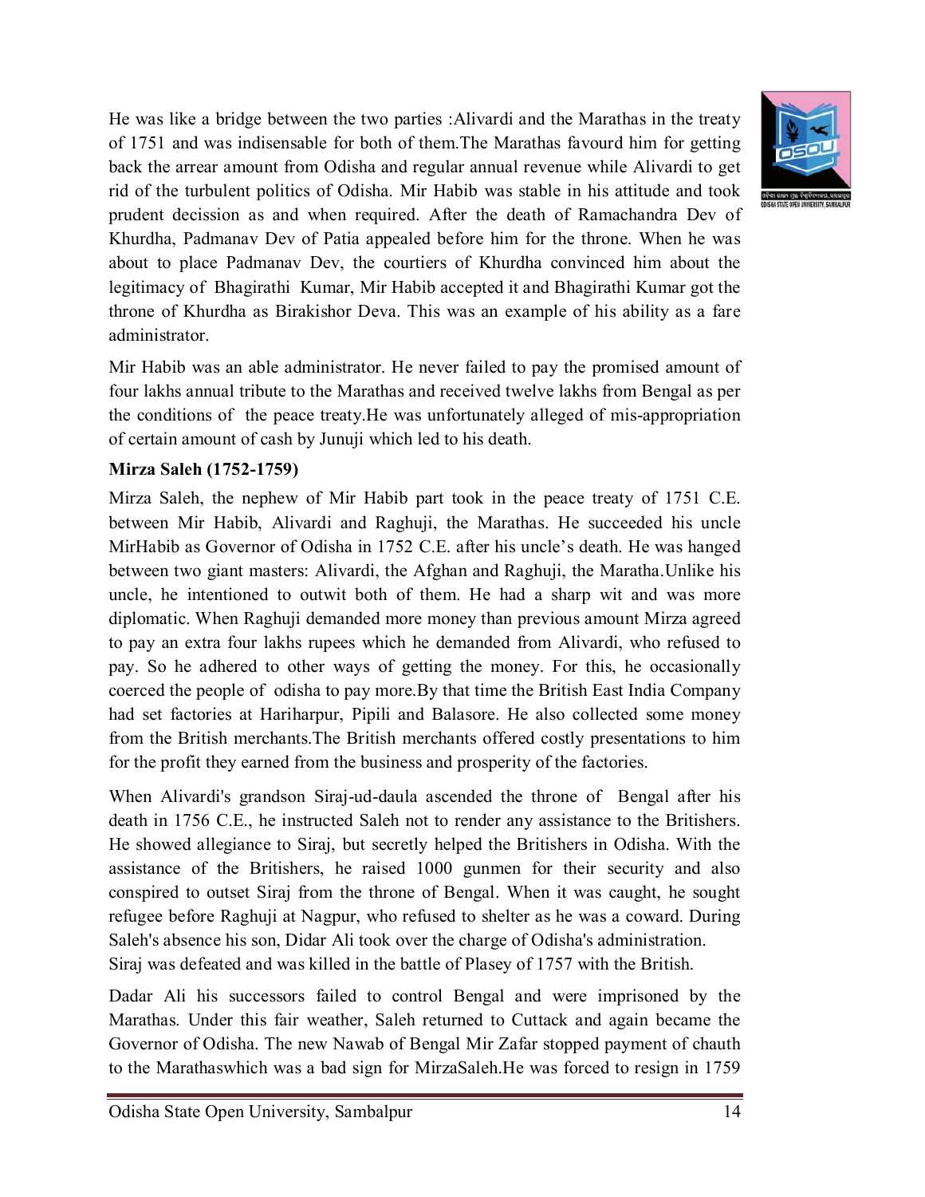He was like a bridge between the two parties :Alivardi and the Marathas in the treaty of 1751 and was indisensable for both of them.The Marathas favourd him for getting back the arrear amount from Odisha and regular annual revenue while Alivardi to get rid of the turbulent politics of Odisha. Mir Habib was stable in his attitude and took prudent decission as and when required. After the death of Ramachandra Dev of Khurdha, Padmanav Dev of Patia appealed before him for the throne. When he was about to place Padmanav Dev, the courtiers of Khurdha convinced him about the legitimacy of Bhagirathi Kumar, Mir Habib accepted it and Bhagirathi Kumar got the throne of Khurdha as Birakishor Deva. This was an example of his ability as a fare administrator.

Mir Habib was an able administrator. He never failed to pay the promised amount of four lakhs annual tribute to the Marathas and received twelve lakhs from Bengal as per the conditions of the peace treaty.He was unfortunately alleged of mis-appropriation of certain amount of cash by Junuji which led to his death.

**Mirza Saleh (1752-1759)**

Mirza Saleh, the nephew of Mir Habib part took in the peace treaty of 1751 C.E. between Mir Habib, Alivardi and Raghuji, the Marathas. He succeeded his uncle MirHabib as Governor of Odisha in 1752 C.E. after his uncle's death. He was hanged between two giant masters: Alivardi, the Afghan and Raghuji, the Maratha.Unlike his uncle, he intentioned to outwit both of them. He had a sharp wit and was more diplomatic. When Raghuji demanded more money than previous amount Mirza agreed to pay an extra four lakhs rupees which he demanded from Alivardi, who refused to pay. So he adhered to other ways of getting the money. For this, he occasionally coerced the people of odisha to pay more.By that time the British East India Company had set factories at Hariharpur, Pipili and Balasore. He also collected some money from the British merchants.The British merchants offered costly presentations to him for the profit they earned from the business and prosperity of the factories.

When Alivardi's grandson Siraj-ud-daula ascended the throne of Bengal after his death in 1756 C.E., he instructed Saleh not to render any assistance to the Britishers. He showed allegiance to Siraj, but secretly helped the Britishers in Odisha. With the assistance of the Britishers, he raised 1000 gunmen for their security and also conspired to outset Siraj from the throne of Bengal. When it was caught, he sought refugee before Raghuji at Nagpur, who refused to shelter as he was a coward. During Saleh's absence his son, Didar Ali took over the charge of Odisha's administration. Siraj was defeated and was killed in the battle of Plasey of 1757 with the British.

Dadar Ali his successors failed to control Bengal and were imprisoned by the Marathas. Under this fair weather, Saleh returned to Cuttack and again became the Governor of Odisha. The new Nawab of Bengal Mir Zafar stopped payment of chauth to the Marathaswhich was a bad sign for MirzaSaleh.He was forced to resign in 1759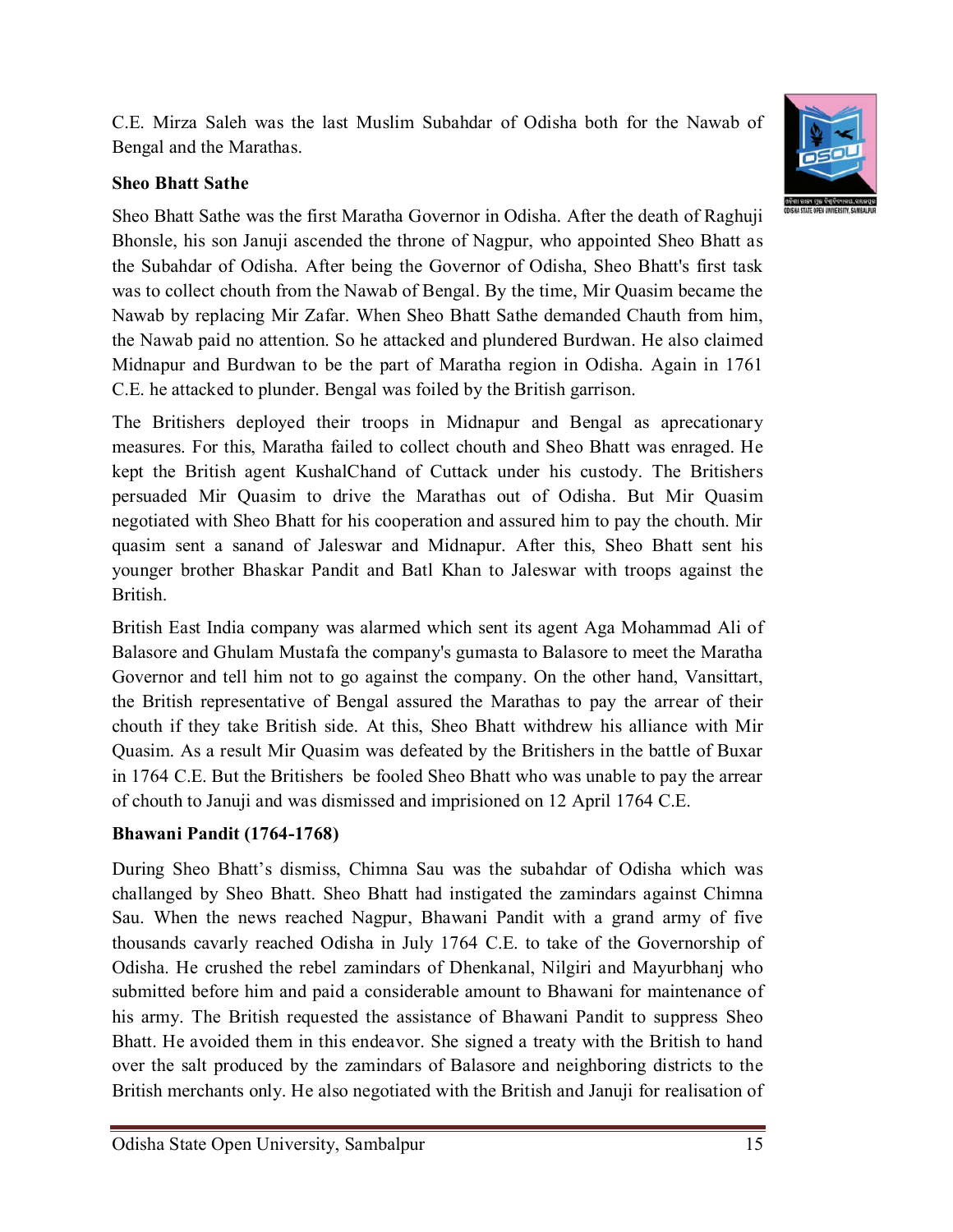C.E. Mirza Saleh was the last Muslim Subahdar of Odisha both for the Nawab of Bengal and the Marathas.

**Sheo Bhatt Sathe**

Sheo Bhatt Sathe was the first Maratha Governor in Odisha. After the death of Raghuji Bhonsle, his son Januji ascended the throne of Nagpur, who appointed Sheo Bhatt as the Subahdar of Odisha. After being the Governor of Odisha, Sheo Bhatt's first task was to collect chouth from the Nawab of Bengal. By the time, Mir Quasim became the Nawab by replacing Mir Zafar. When Sheo Bhatt Sathe demanded Chauth from him, the Nawab paid no attention. So he attacked and plundered Burdwan. He also claimed Midnapur and Burdwan to be the part of Maratha region in Odisha. Again in 1761 C.E. he attacked to plunder. Bengal was foiled by the British garrison.

The Britishers deployed their troops in Midnapur and Bengal as aprecationary measures. For this, Maratha failed to collect chouth and Sheo Bhatt was enraged. He kept the British agent KushalChand of Cuttack under his custody. The Britishers persuaded Mir Quasim to drive the Marathas out of Odisha. But Mir Quasim negotiated with Sheo Bhatt for his cooperation and assured him to pay the chouth. Mir quasim sent a sanand of Jaleswar and Midnapur. After this, Sheo Bhatt sent his younger brother Bhaskar Pandit and Batl Khan to Jaleswar with troops against the British.

British East India company was alarmed which sent its agent Aga Mohammad Ali of Balasore and Ghulam Mustafa the company's gumasta to Balasore to meet the Maratha Governor and tell him not to go against the company. On the other hand, Vansittart, the British representative of Bengal assured the Marathas to pay the arrear of their chouth if they take British side. At this, Sheo Bhatt withdrew his alliance with Mir Quasim. As a result Mir Quasim was defeated by the Britishers in the battle of Buxar in 1764 C.E. But the Britishers be fooled Sheo Bhatt who was unable to pay the arrear of chouth to Januji and was dismissed and imprisioned on 12 April 1764 C.E.

**Bhawani Pandit (1764-1768)**

During Sheo Bhatt's dismiss, Chimna Sau was the subahdar of Odisha which was challanged by Sheo Bhatt. Sheo Bhatt had instigated the zamindars against Chimna Sau. When the news reached Nagpur, Bhawani Pandit with a grand army of five thousands cavarly reached Odisha in July 1764 C.E. to take of the Governorship of Odisha. He crushed the rebel zamindars of Dhenkanal, Nilgiri and Mayurbhanj who submitted before him and paid a considerable amount to Bhawani for maintenance of his army. The British requested the assistance of Bhawani Pandit to suppress Sheo Bhatt. He avoided them in this endeavor. She signed a treaty with the British to hand over the salt produced by the zamindars of Balasore and neighboring districts to the British merchants only. He also negotiated with the British and Januji for realisation of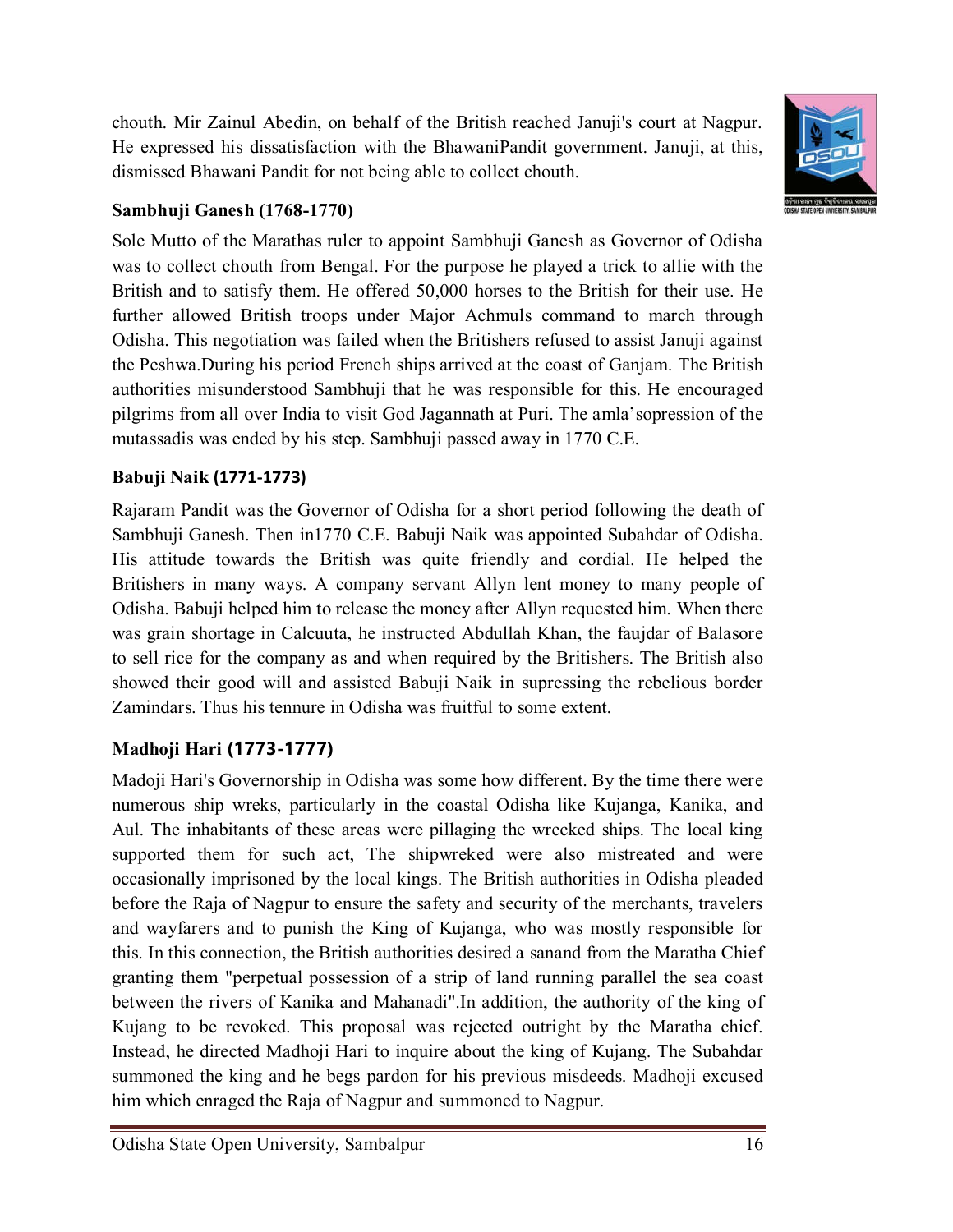chouth. Mir Zainul Abedin, on behalf of the British reached Januji's court at Nagpur. He expressed his dissatisfaction with the BhawaniPandit government. Januji, at this, dismissed Bhawani Pandit for not being able to collect chouth.

### Sambhuji Ganesh (1768-1770)

Sole Mutto of the Marathas ruler to appoint Sambhuji Ganesh as Governor of Odisha was to collect chouth from Bengal. For the purpose he played a trick to allie with the British and to satisfy them. He offered 50,000 horses to the British for their use. He further allowed British troops under Major Achmuls command to march through Odisha. This negotiation was failed when the Britishers refused to assist Januji against the Peshwa.During his period French ships arrived at the coast of Ganjam. The British authorities misunderstood Sambhuji that he was responsible for this. He encouraged pilgrims from all over India to visit God Jagannath at Puri. The amla'sopression of the mutassadis was ended by his step. Sambhuji passed away in 1770 C.E.

### Babuji Naik (1771-1773)

Rajaram Pandit was the Governor of Odisha for a short period following the death of Sambhuji Ganesh. Then in1770 C.E. Babuji Naik was appointed Subahdar of Odisha. His attitude towards the British was quite friendly and cordial. He helped the Britishers in many ways. A company servant Allyn lent money to many people of Odisha. Babuji helped him to release the money after Allyn requested him. When there was grain shortage in Calcuuta, he instructed Abdullah Khan, the faujdar of Balasore to sell rice for the company as and when required by the Britishers. The British also showed their good will and assisted Babuji Naik in supressing the rebelious border Zamindars. Thus his tennure in Odisha was fruitful to some extent.

### Madhoji Hari (1773-1777)

Madoji Hari's Governorship in Odisha was some how different. By the time there were numerous ship wreks, particularly in the coastal Odisha like Kujanga, Kanika, and Aul. The inhabitants of these areas were pillaging the wrecked ships. The local king supported them for such act, The shipwreked were also mistreated and were occasionally imprisoned by the local kings. The British authorities in Odisha pleaded before the Raja of Nagpur to ensure the safety and security of the merchants, travelers and wayfarers and to punish the King of Kujanga, who was mostly responsible for this. In this connection, the British authorities desired a sanand from the Maratha Chief granting them "perpetual possession of a strip of land running parallel the sea coast between the rivers of Kanika and Mahanadi".In addition, the authority of the king of Kujang to be revoked. This proposal was rejected outright by the Maratha chief. Instead, he directed Madhoji Hari to inquire about the king of Kujang. The Subahdar summoned the king and he begs pardon for his previous misdeeds. Madhoji excused him which enraged the Raja of Nagpur and summoned to Nagpur.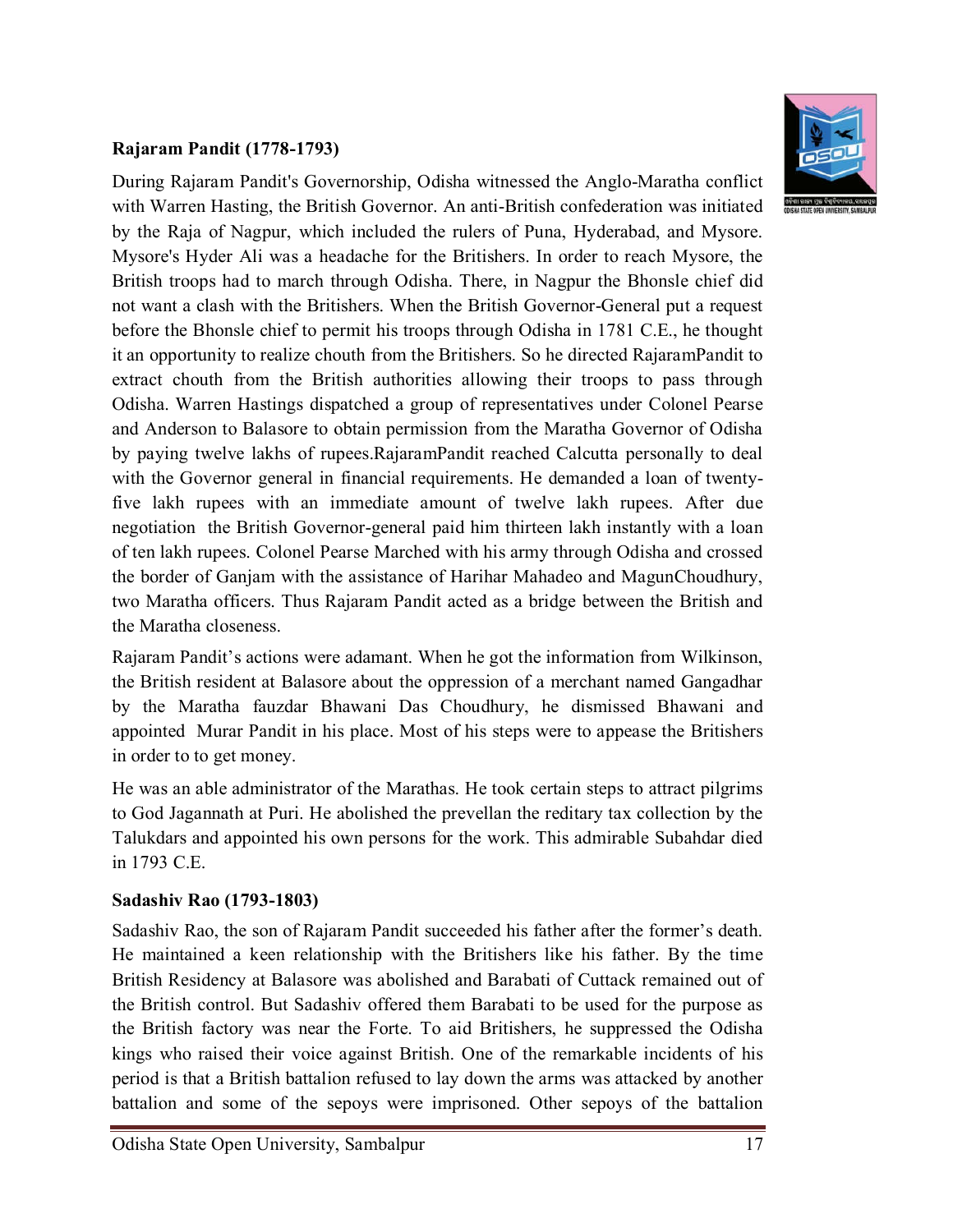**Rajaram Pandit (1778-1793)**

During Rajaram Pandit's Governorship, Odisha witnessed the Anglo-Maratha conflict with Warren Hasting, the British Governor. An anti-British confederation was initiated by the Raja of Nagpur, which included the rulers of Puna, Hyderabad, and Mysore. Mysore's Hyder Ali was a headache for the Britishers. In order to reach Mysore, the British troops had to march through Odisha. There, in Nagpur the Bhonsle chief did not want a clash with the Britishers. When the British Governor-General put a request before the Bhonsle chief to permit his troops through Odisha in 1781 C.E., he thought it an opportunity to realize chouth from the Britishers. So he directed RajaramPandit to extract chouth from the British authorities allowing their troops to pass through Odisha. Warren Hastings dispatched a group of representatives under Colonel Pearse and Anderson to Balasore to obtain permission from the Maratha Governor of Odisha by paying twelve lakhs of rupees.RajaramPandit reached Calcutta personally to deal with the Governor general in financial requirements. He demanded a loan of twenty-five lakh rupees with an immediate amount of twelve lakh rupees. After due negotiation the British Governor-general paid him thirteen lakh instantly with a loan of ten lakh rupees. Colonel Pearse Marched with his army through Odisha and crossed the border of Ganjam with the assistance of Harihar Mahadeo and MagunChoudhury, two Maratha officers. Thus Rajaram Pandit acted as a bridge between the British and the Maratha closeness.

Rajaram Pandit's actions were adamant. When he got the information from Wilkinson, the British resident at Balasore about the oppression of a merchant named Gangadhar by the Maratha fauzdar Bhawani Das Choudhury, he dismissed Bhawani and appointed Murar Pandit in his place. Most of his steps were to appease the Britishers in order to to get money.

He was an able administrator of the Marathas. He took certain steps to attract pilgrims to God Jagannath at Puri. He abolished the prevellan the reditary tax collection by the Talukdars and appointed his own persons for the work. This admirable Subahdar died in 1793 C.E.

**Sadashiv Rao (1793-1803)**

Sadashiv Rao, the son of Rajaram Pandit succeeded his father after the former's death. He maintained a keen relationship with the Britishers like his father. By the time British Residency at Balasore was abolished and Barabati of Cuttack remained out of the British control. But Sadashiv offered them Barabati to be used for the purpose as the British factory was near the Forte. To aid Britishers, he suppressed the Odisha kings who raised their voice against British. One of the remarkable incidents of his period is that a British battalion refused to lay down the arms was attacked by another battalion and some of the sepoys were imprisoned. Other sepoys of the battalion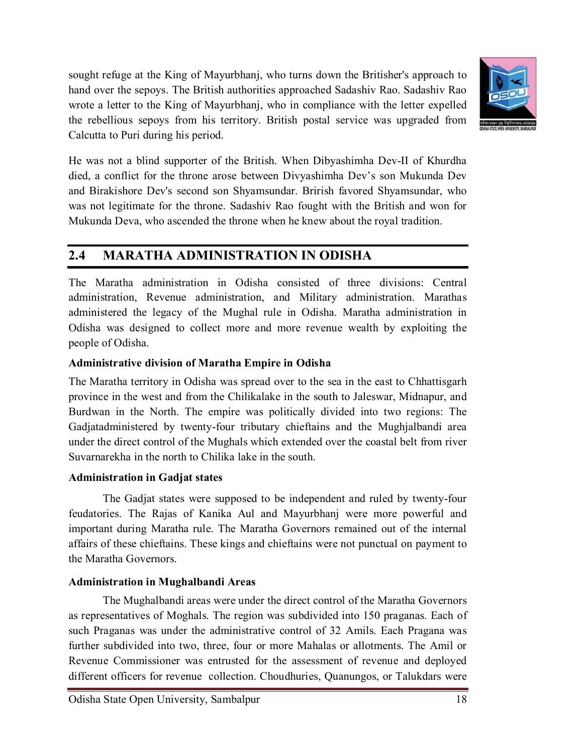sought refuge at the King of Mayurbhanj, who turns down the Britisher's approach to hand over the sepoys. The British authorities approached Sadashiv Rao. Sadashiv Rao wrote a letter to the King of Mayurbhanj, who in compliance with the letter expelled the rebellious sepoys from his territory. British postal service was upgraded from Calcutta to Puri during his period.

He was not a blind supporter of the British. When Dibyashimha Dev-II of Khurdha died, a conflict for the throne arose between Divyashimha Dev's son Mukunda Dev and Birakishore Dev's second son Shyamsundar. Brirish favored Shyamsundar, who was not legitimate for the throne. Sadashiv Rao fought with the British and won for Mukunda Deva, who ascended the throne when he knew about the royal tradition.

## 2.4 MARATHA ADMINISTRATION IN ODISHA

The Maratha administration in Odisha consisted of three divisions: Central administration, Revenue administration, and Military administration. Marathas administered the legacy of the Mughal rule in Odisha. Maratha administration in Odisha was designed to collect more and more revenue wealth by exploiting the people of Odisha.

**Administrative division of Maratha Empire in Odisha**

The Maratha territory in Odisha was spread over to the sea in the east to Chhattisgarh province in the west and from the Chilikalake in the south to Jaleswar, Midnapur, and Burdwan in the North. The empire was politically divided into two regions: The Gadjatadministered by twenty-four tributary chieftains and the Mughjalbandi area under the direct control of the Mughals which extended over the coastal belt from river Suvarnarekha in the north to Chilika lake in the south.

**Administration in Gadjat states**

The Gadjat states were supposed to be independent and ruled by twenty-four feudatories. The Rajas of Kanika Aul and Mayurbhanj were more powerful and important during Maratha rule. The Maratha Governors remained out of the internal affairs of these chieftains. These kings and chieftains were not punctual on payment to the Maratha Governors.

**Administration in Mughalbandi Areas**

The Mughalbandi areas were under the direct control of the Maratha Governors as representatives of Moghals. The region was subdivided into 150 praganas. Each of such Praganas was under the administrative control of 32 Amils. Each Pragana was further subdivided into two, three, four or more Mahalas or allotments. The Amil or Revenue Commissioner was entrusted for the assessment of revenue and deployed different officers for revenue collection. Choudhuries, Quanungos, or Talukdars were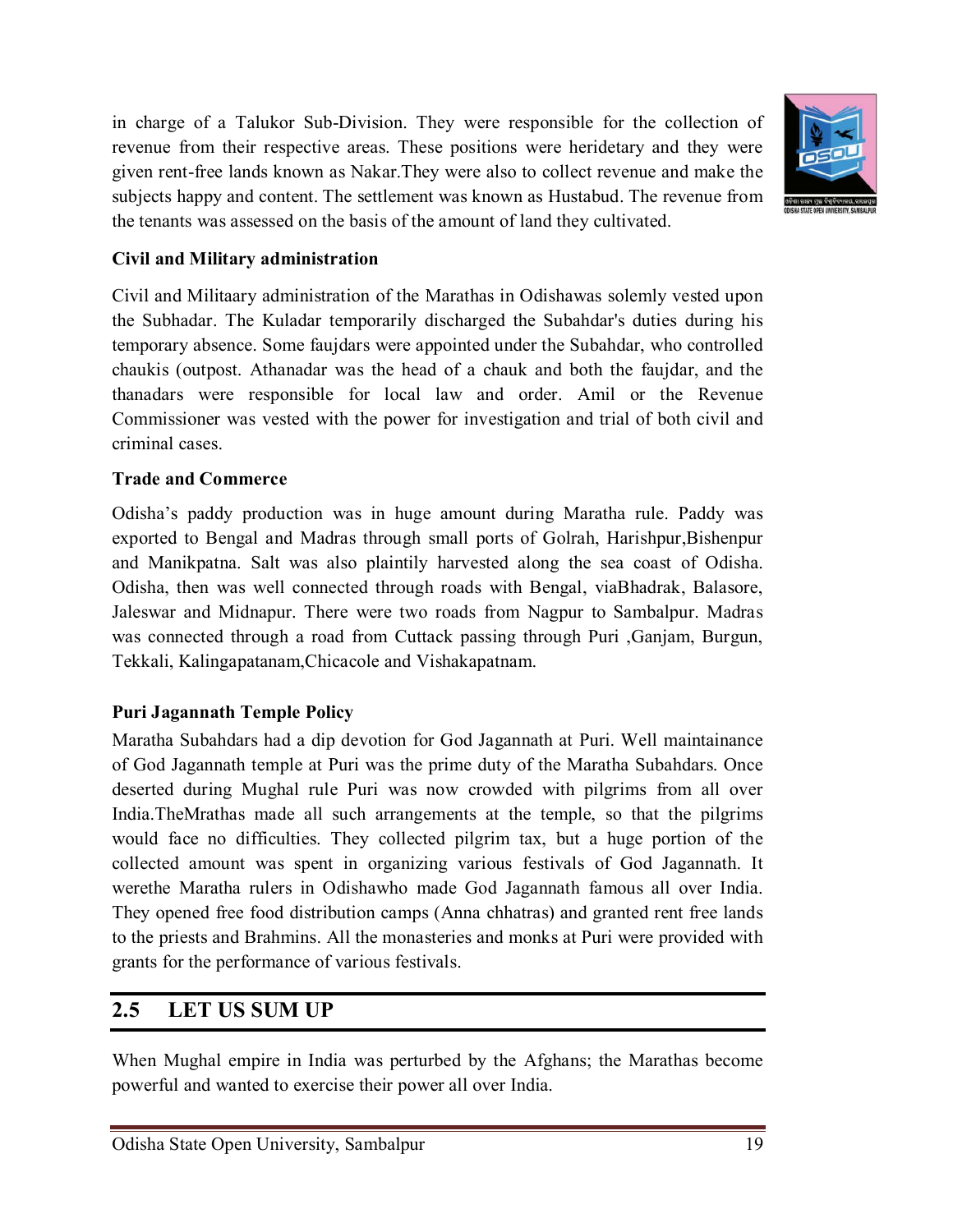in charge of a Talukor Sub-Division. They were responsible for the collection of revenue from their respective areas. These positions were heridetary and they were given rent-free lands known as Nakar.They were also to collect revenue and make the subjects happy and content. The settlement was known as Hustabud. The revenue from the tenants was assessed on the basis of the amount of land they cultivated.

**Civil and Military administration**

Civil and Militaary administration of the Marathas in Odishawas solemly vested upon the Subhadar. The Kuladar temporarily discharged the Subahdar's duties during his temporary absence. Some faujdars were appointed under the Subahdar, who controlled chaukis (outpost. Athanadar was the head of a chauk and both the faujdar, and the thanadars were responsible for local law and order. Amil or the Revenue Commissioner was vested with the power for investigation and trial of both civil and criminal cases.

**Trade and Commerce**

Odisha's paddy production was in huge amount during Maratha rule. Paddy was exported to Bengal and Madras through small ports of Golrah, Harishpur,Bishenpur and Manikpatna. Salt was also plaintily harvested along the sea coast of Odisha. Odisha, then was well connected through roads with Bengal, viaBhadrak, Balasore, Jaleswar and Midnapur. There were two roads from Nagpur to Sambalpur. Madras was connected through a road from Cuttack passing through Puri ,Ganjam, Burgun, Tekkali, Kalingapatanam,Chicacole and Vishakapatnam.

**Puri Jagannath Temple Policy**

Maratha Subahdars had a dip devotion for God Jagannath at Puri. Well maintainance of God Jagannath temple at Puri was the prime duty of the Maratha Subahdars. Once deserted during Mughal rule Puri was now crowded with pilgrims from all over India.TheMrathas made all such arrangements at the temple, so that the pilgrims would face no difficulties. They collected pilgrim tax, but a huge portion of the collected amount was spent in organizing various festivals of God Jagannath. It werethe Maratha rulers in Odishawho made God Jagannath famous all over India. They opened free food distribution camps (Anna chhatras) and granted rent free lands to the priests and Brahmins. All the monasteries and monks at Puri were provided with grants for the performance of various festivals.

## 2.5 LET US SUM UP

When Mughal empire in India was perturbed by the Afghans; the Marathas become powerful and wanted to exercise their power all over India.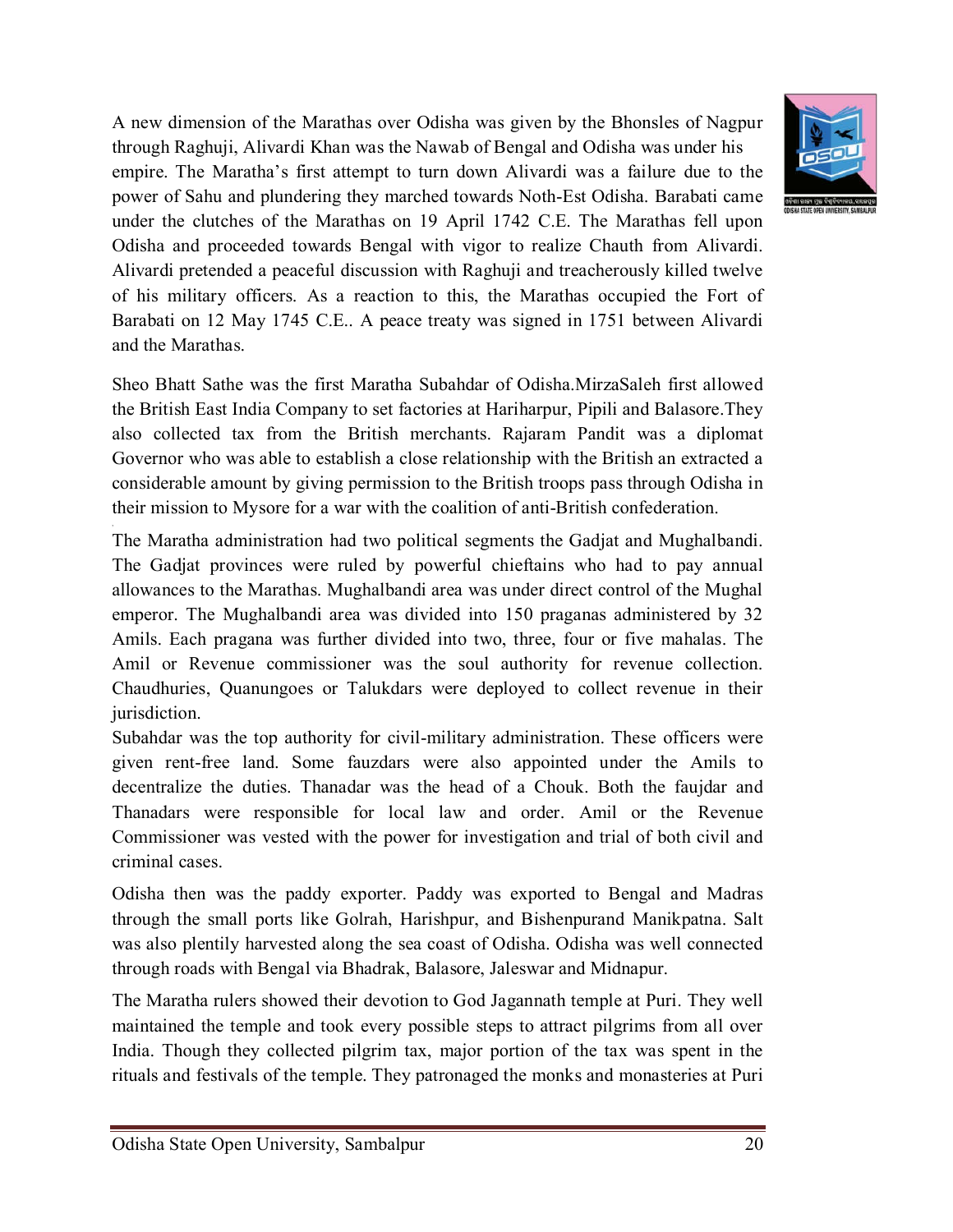A new dimension of the Marathas over Odisha was given by the Bhonsles of Nagpur through Raghuji, Alivardi Khan was the Nawab of Bengal and Odisha was under his empire. The Maratha's first attempt to turn down Alivardi was a failure due to the power of Sahu and plundering they marched towards Noth-Est Odisha. Barabati came under the clutches of the Marathas on 19 April 1742 C.E. The Marathas fell upon Odisha and proceeded towards Bengal with vigor to realize Chauth from Alivardi. Alivardi pretended a peaceful discussion with Raghuji and treacherously killed twelve of his military officers. As a reaction to this, the Marathas occupied the Fort of Barabati on 12 May 1745 C.E.. A peace treaty was signed in 1751 between Alivardi and the Marathas.

Sheo Bhatt Sathe was the first Maratha Subahdar of Odisha.MirzaSaleh first allowed the British East India Company to set factories at Hariharpur, Pipili and Balasore.They also collected tax from the British merchants. Rajaram Pandit was a diplomat Governor who was able to establish a close relationship with the British an extracted a considerable amount by giving permission to the British troops pass through Odisha in their mission to Mysore for a war with the coalition of anti-British confederation.

The Maratha administration had two political segments the Gadjat and Mughalbandi. The Gadjat provinces were ruled by powerful chieftains who had to pay annual allowances to the Marathas. Mughalbandi area was under direct control of the Mughal emperor. The Mughalbandi area was divided into 150 praganas administered by 32 Amils. Each pragana was further divided into two, three, four or five mahalas. The Amil or Revenue commissioner was the soul authority for revenue collection. Chaudhuries, Quanungoes or Talukdars were deployed to collect revenue in their jurisdiction.

Subahdar was the top authority for civil-military administration. These officers were given rent-free land. Some fauzdars were also appointed under the Amils to decentralize the duties. Thanadar was the head of a Chouk. Both the faujdar and Thanadars were responsible for local law and order. Amil or the Revenue Commissioner was vested with the power for investigation and trial of both civil and criminal cases.

Odisha then was the paddy exporter. Paddy was exported to Bengal and Madras through the small ports like Golrah, Harishpur, and Bishenpurand Manikpatna. Salt was also plentily harvested along the sea coast of Odisha. Odisha was well connected through roads with Bengal via Bhadrak, Balasore, Jaleswar and Midnapur.

The Maratha rulers showed their devotion to God Jagannath temple at Puri. They well maintained the temple and took every possible steps to attract pilgrims from all over India. Though they collected pilgrim tax, major portion of the tax was spent in the rituals and festivals of the temple. They patronaged the monks and monasteries at Puri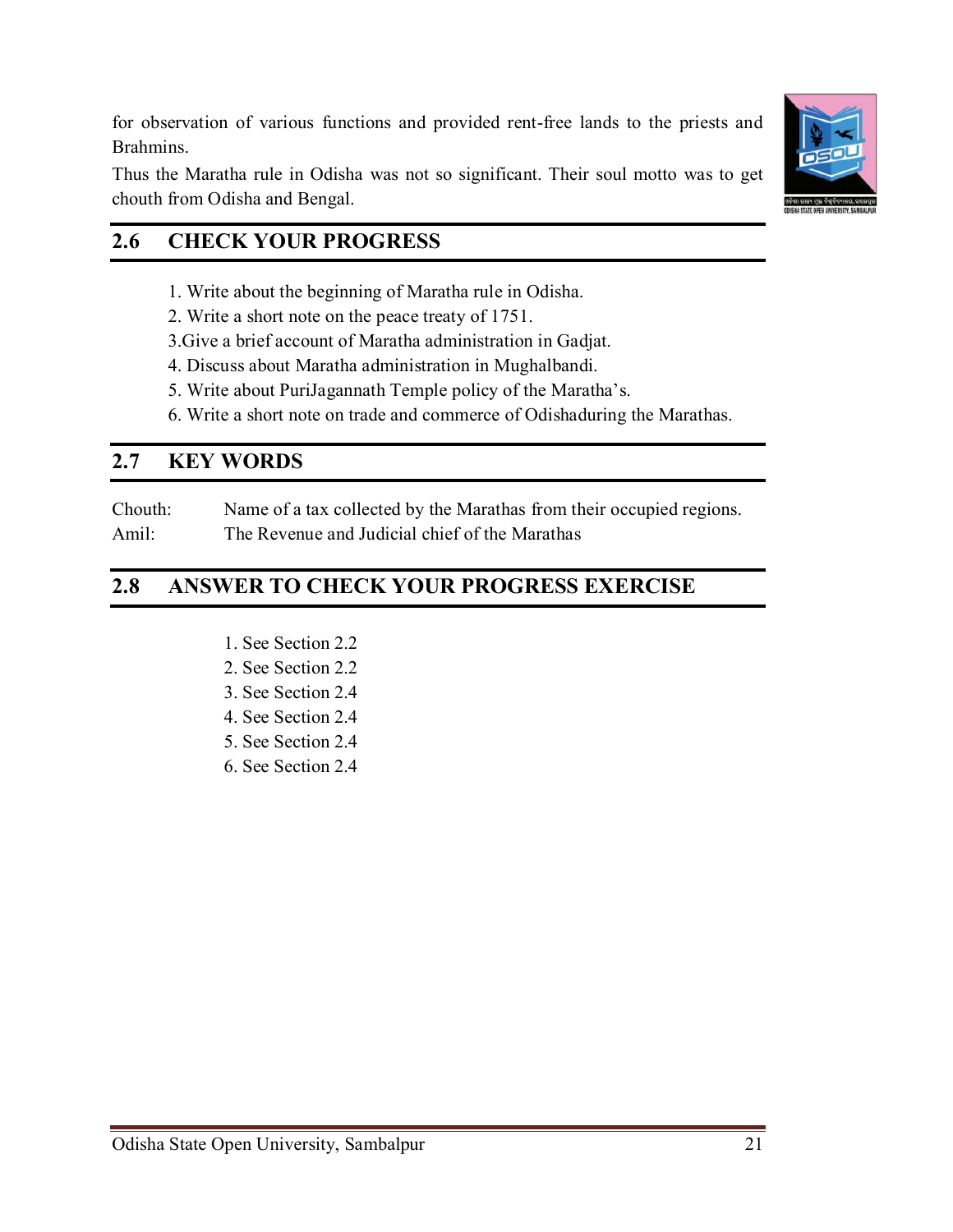for observation of various functions and provided rent-free lands to the priests and Brahmins.

Thus the Maratha rule in Odisha was not so significant. Their soul motto was to get chouth from Odisha and Bengal.

## 2.6 CHECK YOUR PROGRESS

1. Write about the beginning of Maratha rule in Odisha.
2. Write a short note on the peace treaty of 1751.
3. Give a brief account of Maratha administration in Gadjat.
4. Discuss about Maratha administration in Mughalbandi.
5. Write about PuriJagannath Temple policy of the Maratha's.
6. Write a short note on trade and commerce of Odishaduring the Marathas.

## 2.7 KEY WORDS

Chouth: Name of a tax collected by the Marathas from their occupied regions.

Amil: The Revenue and Judicial chief of the Marathas

## 2.8 ANSWER TO CHECK YOUR PROGRESS EXERCISE

1. See Section 2.2
2. See Section 2.2
3. See Section 2.4
4. See Section 2.4
5. See Section 2.4
6. See Section 2.4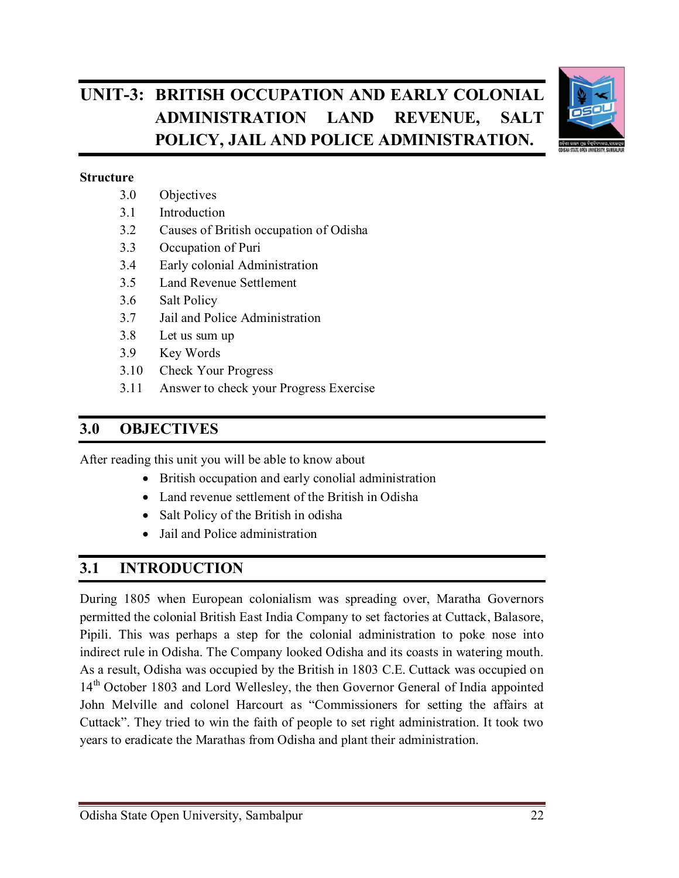# UNIT-3: BRITISH OCCUPATION AND EARLY COLONIAL ADMINISTRATION LAND REVENUE, SALT POLICY, JAIL AND POLICE ADMINISTRATION.

**Structure**

3.0 Objectives
3.1 Introduction
3.2 Causes of British occupation of Odisha
3.3 Occupation of Puri
3.4 Early colonial Administration
3.5 Land Revenue Settlement
3.6 Salt Policy
3.7 Jail and Police Administration
3.8 Let us sum up
3.9 Key Words
3.10 Check Your Progress
3.11 Answer to check your Progress Exercise

## 3.0 OBJECTIVES

After reading this unit you will be able to know about

- British occupation and early conolial administration
- Land revenue settlement of the British in Odisha
- Salt Policy of the British in odisha
- Jail and Police administration

## 3.1 INTRODUCTION

During 1805 when European colonialism was spreading over, Maratha Governors permitted the colonial British East India Company to set factories at Cuttack, Balasore, Pipili. This was perhaps a step for the colonial administration to poke nose into indirect rule in Odisha. The Company looked Odisha and its coasts in watering mouth. As a result, Odisha was occupied by the British in 1803 C.E. Cuttack was occupied on 14th October 1803 and Lord Wellesley, the then Governor General of India appointed John Melville and colonel Harcourt as "Commissioners for setting the affairs at Cuttack". They tried to win the faith of people to set right administration. It took two years to eradicate the Marathas from Odisha and plant their administration.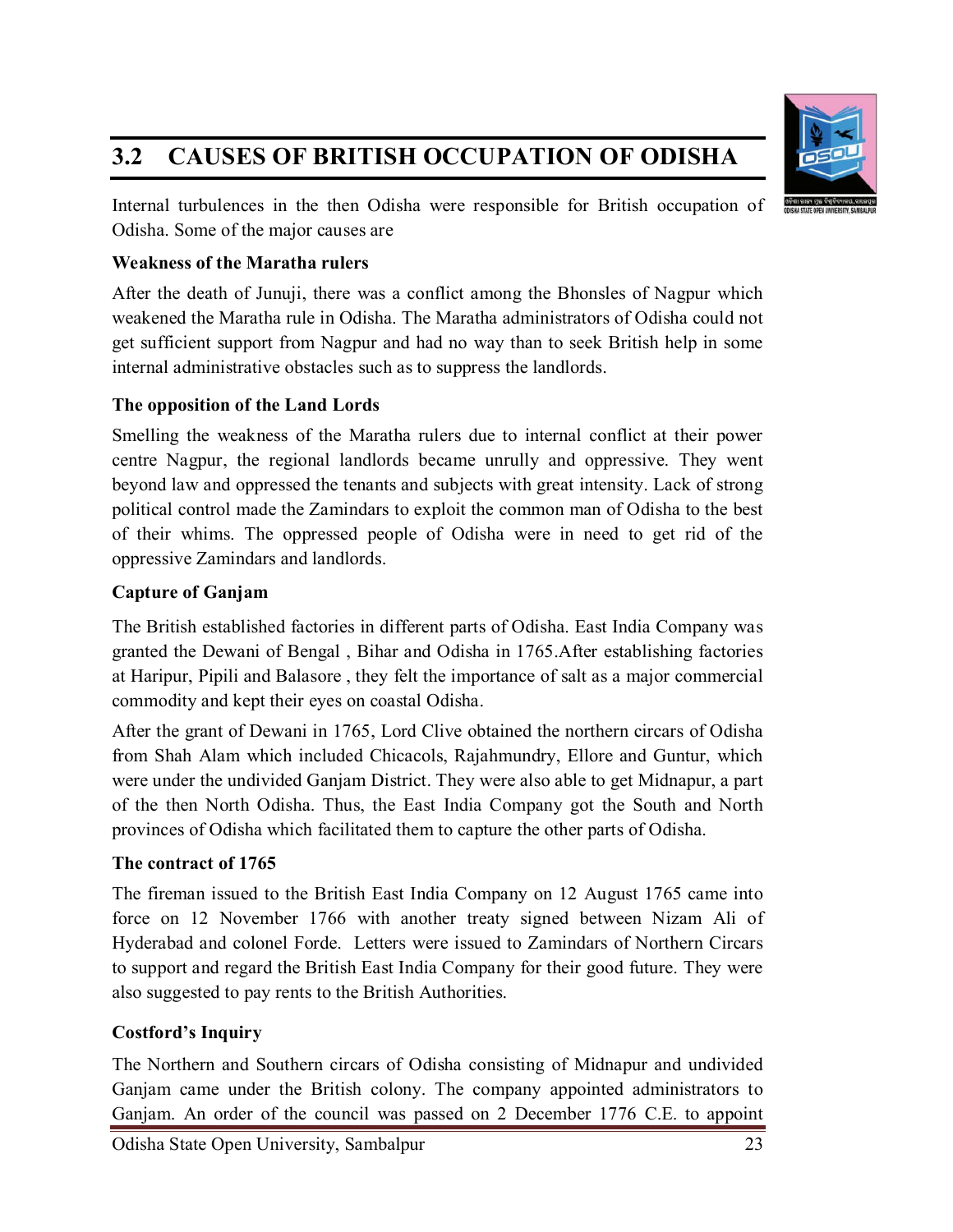## 3.2 CAUSES OF BRITISH OCCUPATION OF ODISHA

Internal turbulences in the then Odisha were responsible for British occupation of Odisha. Some of the major causes are

**Weakness of the Maratha rulers**

After the death of Junuji, there was a conflict among the Bhonsles of Nagpur which weakened the Maratha rule in Odisha. The Maratha administrators of Odisha could not get sufficient support from Nagpur and had no way than to seek British help in some internal administrative obstacles such as to suppress the landlords.

**The opposition of the Land Lords**

Smelling the weakness of the Maratha rulers due to internal conflict at their power centre Nagpur, the regional landlords became unruly and oppressive. They went beyond law and oppressed the tenants and subjects with great intensity. Lack of strong political control made the Zamindars to exploit the common man of Odisha to the best of their whims. The oppressed people of Odisha were in need to get rid of the oppressive Zamindars and landlords.

**Capture of Ganjam**

The British established factories in different parts of Odisha. East India Company was granted the Dewani of Bengal , Bihar and Odisha in 1765.After establishing factories at Haripur, Pipili and Balasore , they felt the importance of salt as a major commercial commodity and kept their eyes on coastal Odisha.

After the grant of Dewani in 1765, Lord Clive obtained the northern circars of Odisha from Shah Alam which included Chicacols, Rajahmundry, Ellore and Guntur, which were under the undivided Ganjam District. They were also able to get Midnapur, a part of the then North Odisha. Thus, the East India Company got the South and North provinces of Odisha which facilitated them to capture the other parts of Odisha.

**The contract of 1765**

The fireman issued to the British East India Company on 12 August 1765 came into force on 12 November 1766 with another treaty signed between Nizam Ali of Hyderabad and colonel Forde. Letters were issued to Zamindars of Northern Circars to support and regard the British East India Company for their good future. They were also suggested to pay rents to the British Authorities.

**Costford's Inquiry**

The Northern and Southern circars of Odisha consisting of Midnapur and undivided Ganjam came under the British colony. The company appointed administrators to Ganjam. An order of the council was passed on 2 December 1776 C.E. to appoint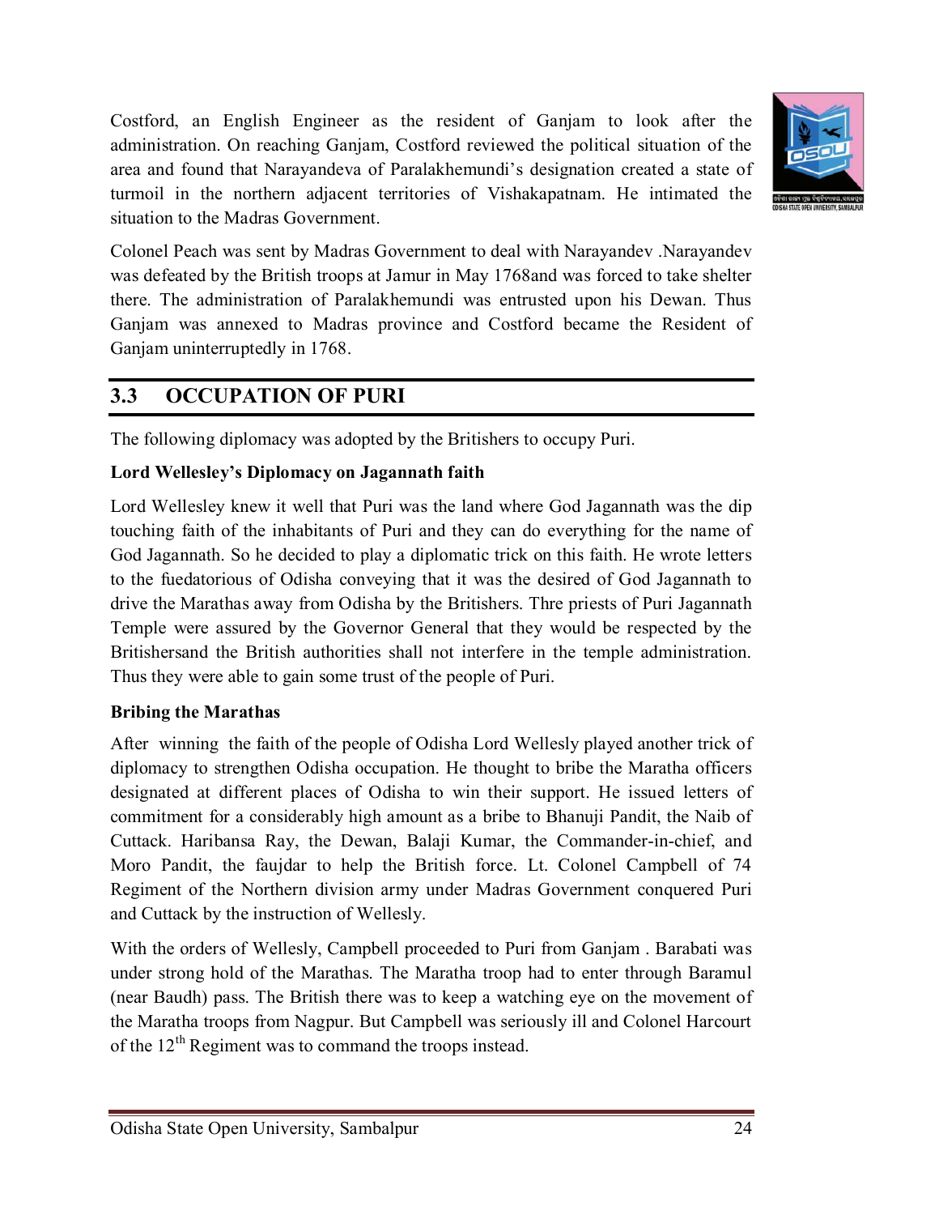Costford, an English Engineer as the resident of Ganjam to look after the administration. On reaching Ganjam, Costford reviewed the political situation of the area and found that Narayandeva of Paralakhemundi's designation created a state of turmoil in the northern adjacent territories of Vishakapatnam. He intimated the situation to the Madras Government.

Colonel Peach was sent by Madras Government to deal with Narayandev .Narayandev was defeated by the British troops at Jamur in May 1768and was forced to take shelter there. The administration of Paralakhemundi was entrusted upon his Dewan. Thus Ganjam was annexed to Madras province and Costford became the Resident of Ganjam uninterruptedly in 1768.

## 3.3 OCCUPATION OF PURI

The following diplomacy was adopted by the Britishers to occupy Puri.

**Lord Wellesley's Diplomacy on Jagannath faith**

Lord Wellesley knew it well that Puri was the land where God Jagannath was the dip touching faith of the inhabitants of Puri and they can do everything for the name of God Jagannath. So he decided to play a diplomatic trick on this faith. He wrote letters to the fuedatorious of Odisha conveying that it was the desired of God Jagannath to drive the Marathas away from Odisha by the Britishers. Thre priests of Puri Jagannath Temple were assured by the Governor General that they would be respected by the Britishersand the British authorities shall not interfere in the temple administration. Thus they were able to gain some trust of the people of Puri.

**Bribing the Marathas**

After winning the faith of the people of Odisha Lord Wellesly played another trick of diplomacy to strengthen Odisha occupation. He thought to bribe the Maratha officers designated at different places of Odisha to win their support. He issued letters of commitment for a considerably high amount as a bribe to Bhanuji Pandit, the Naib of Cuttack. Haribansa Ray, the Dewan, Balaji Kumar, the Commander-in-chief, and Moro Pandit, the faujdar to help the British force. Lt. Colonel Campbell of 74 Regiment of the Northern division army under Madras Government conquered Puri and Cuttack by the instruction of Wellesly.

With the orders of Wellesly, Campbell proceeded to Puri from Ganjam . Barabati was under strong hold of the Marathas. The Maratha troop had to enter through Baramul (near Baudh) pass. The British there was to keep a watching eye on the movement of the Maratha troops from Nagpur. But Campbell was seriously ill and Colonel Harcourt of the 12th Regiment was to command the troops instead.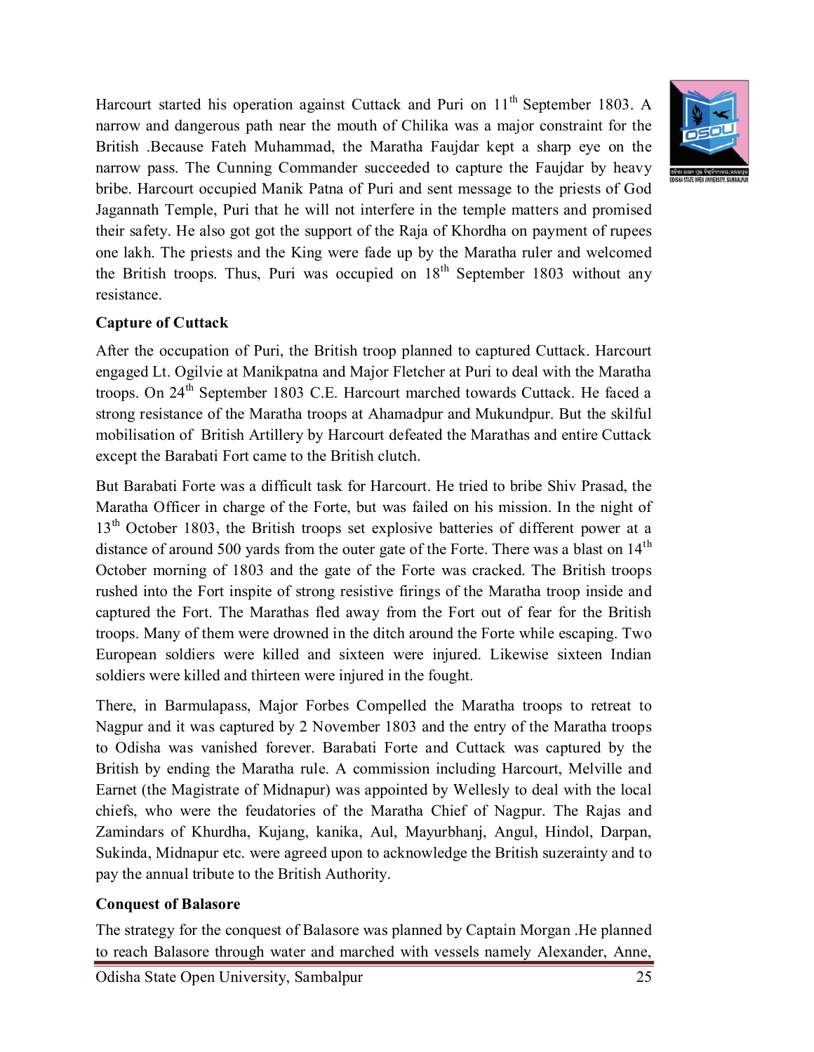Harcourt started his operation against Cuttack and Puri on 11th September 1803. A narrow and dangerous path near the mouth of Chilika was a major constraint for the British .Because Fateh Muhammad, the Maratha Faujdar kept a sharp eye on the narrow pass. The Cunning Commander succeeded to capture the Faujdar by heavy bribe. Harcourt occupied Manik Patna of Puri and sent message to the priests of God Jagannath Temple, Puri that he will not interfere in the temple matters and promised their safety. He also got got the support of the Raja of Khordha on payment of rupees one lakh. The priests and the King were fade up by the Maratha ruler and welcomed the British troops. Thus, Puri was occupied on 18th September 1803 without any resistance.

**Capture of Cuttack**

After the occupation of Puri, the British troop planned to captured Cuttack. Harcourt engaged Lt. Ogilvie at Manikpatna and Major Fletcher at Puri to deal with the Maratha troops. On 24th September 1803 C.E. Harcourt marched towards Cuttack. He faced a strong resistance of the Maratha troops at Ahamadpur and Mukundpur. But the skilful mobilisation of British Artillery by Harcourt defeated the Marathas and entire Cuttack except the Barabati Fort came to the British clutch.

But Barabati Forte was a difficult task for Harcourt. He tried to bribe Shiv Prasad, the Maratha Officer in charge of the Forte, but was failed on his mission. In the night of 13th October 1803, the British troops set explosive batteries of different power at a distance of around 500 yards from the outer gate of the Forte. There was a blast on 14th October morning of 1803 and the gate of the Forte was cracked. The British troops rushed into the Fort inspite of strong resistive firings of the Maratha troop inside and captured the Fort. The Marathas fled away from the Fort out of fear for the British troops. Many of them were drowned in the ditch around the Forte while escaping. Two European soldiers were killed and sixteen were injured. Likewise sixteen Indian soldiers were killed and thirteen were injured in the fought.

There, in Barmulapass, Major Forbes Compelled the Maratha troops to retreat to Nagpur and it was captured by 2 November 1803 and the entry of the Maratha troops to Odisha was vanished forever. Barabati Forte and Cuttack was captured by the British by ending the Maratha rule. A commission including Harcourt, Melville and Earnet (the Magistrate of Midnapur) was appointed by Wellesly to deal with the local chiefs, who were the feudatories of the Maratha Chief of Nagpur. The Rajas and Zamindars of Khurdha, Kujang, kanika, Aul, Mayurbhanj, Angul, Hindol, Darpan, Sukinda, Midnapur etc. were agreed upon to acknowledge the British suzerainty and to pay the annual tribute to the British Authority.

**Conquest of Balasore**

The strategy for the conquest of Balasore was planned by Captain Morgan .He planned to reach Balasore through water and marched with vessels namely Alexander, Anne,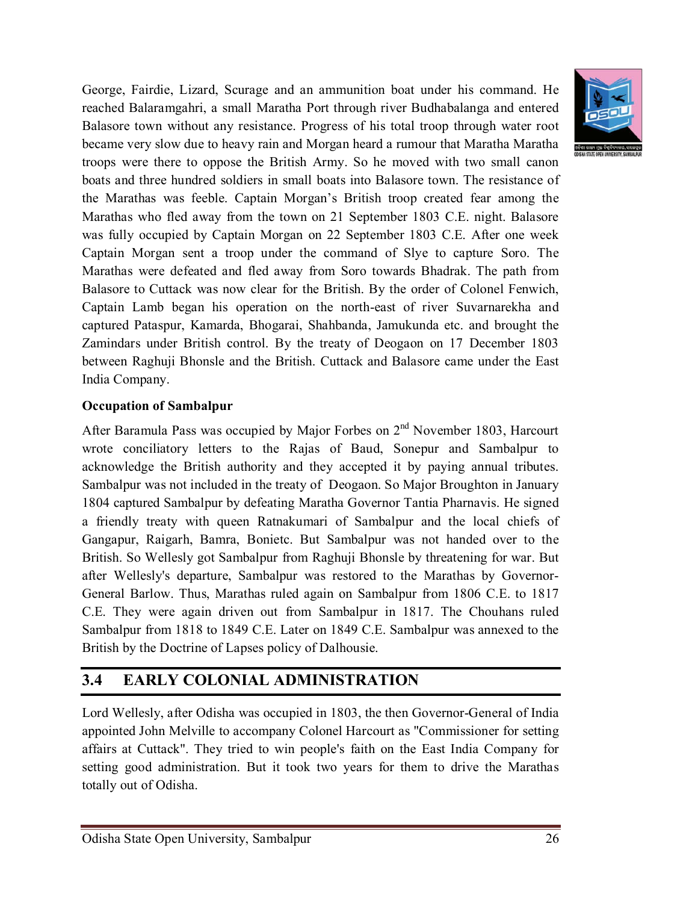George, Fairdie, Lizard, Scurage and an ammunition boat under his command. He reached Balaramgahri, a small Maratha Port through river Budhabalanga and entered Balasore town without any resistance. Progress of his total troop through water root became very slow due to heavy rain and Morgan heard a rumour that Maratha Maratha troops were there to oppose the British Army. So he moved with two small canon boats and three hundred soldiers in small boats into Balasore town. The resistance of the Marathas was feeble. Captain Morgan's British troop created fear among the Marathas who fled away from the town on 21 September 1803 C.E. night. Balasore was fully occupied by Captain Morgan on 22 September 1803 C.E. After one week Captain Morgan sent a troop under the command of Slye to capture Soro. The Marathas were defeated and fled away from Soro towards Bhadrak. The path from Balasore to Cuttack was now clear for the British. By the order of Colonel Fenwich, Captain Lamb began his operation on the north-east of river Suvarnarekha and captured Pataspur, Kamarda, Bhogarai, Shahbanda, Jamukunda etc. and brought the Zamindars under British control. By the treaty of Deogaon on 17 December 1803 between Raghuji Bhonsle and the British. Cuttack and Balasore came under the East India Company.

**Occupation of Sambalpur**

After Baramula Pass was occupied by Major Forbes on 2nd November 1803, Harcourt wrote conciliatory letters to the Rajas of Baud, Sonepur and Sambalpur to acknowledge the British authority and they accepted it by paying annual tributes. Sambalpur was not included in the treaty of Deogaon. So Major Broughton in January 1804 captured Sambalpur by defeating Maratha Governor Tantia Pharnavis. He signed a friendly treaty with queen Ratnakumari of Sambalpur and the local chiefs of Gangapur, Raigarh, Bamra, Bonietc. But Sambalpur was not handed over to the British. So Wellesly got Sambalpur from Raghuji Bhonsle by threatening for war. But after Wellesly's departure, Sambalpur was restored to the Marathas by Governor-General Barlow. Thus, Marathas ruled again on Sambalpur from 1806 C.E. to 1817 C.E. They were again driven out from Sambalpur in 1817. The Chouhans ruled Sambalpur from 1818 to 1849 C.E. Later on 1849 C.E. Sambalpur was annexed to the British by the Doctrine of Lapses policy of Dalhousie.

## 3.4 EARLY COLONIAL ADMINISTRATION

Lord Wellesly, after Odisha was occupied in 1803, the then Governor-General of India appointed John Melville to accompany Colonel Harcourt as "Commissioner for setting affairs at Cuttack". They tried to win people's faith on the East India Company for setting good administration. But it took two years for them to drive the Marathas totally out of Odisha.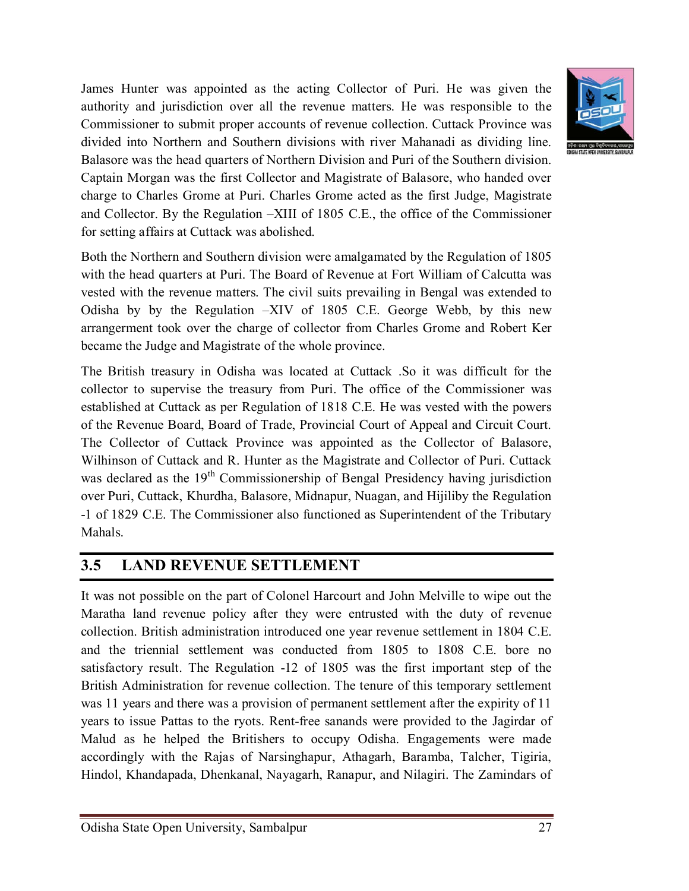James Hunter was appointed as the acting Collector of Puri. He was given the authority and jurisdiction over all the revenue matters. He was responsible to the Commissioner to submit proper accounts of revenue collection. Cuttack Province was divided into Northern and Southern divisions with river Mahanadi as dividing line. Balasore was the head quarters of Northern Division and Puri of the Southern division. Captain Morgan was the first Collector and Magistrate of Balasore, who handed over charge to Charles Grome at Puri. Charles Grome acted as the first Judge, Magistrate and Collector. By the Regulation –XIII of 1805 C.E., the office of the Commissioner for setting affairs at Cuttack was abolished.

Both the Northern and Southern division were amalgamated by the Regulation of 1805 with the head quarters at Puri. The Board of Revenue at Fort William of Calcutta was vested with the revenue matters. The civil suits prevailing in Bengal was extended to Odisha by by the Regulation –XIV of 1805 C.E. George Webb, by this new arrangerment took over the charge of collector from Charles Grome and Robert Ker became the Judge and Magistrate of the whole province.

The British treasury in Odisha was located at Cuttack .So it was difficult for the collector to supervise the treasury from Puri. The office of the Commissioner was established at Cuttack as per Regulation of 1818 C.E. He was vested with the powers of the Revenue Board, Board of Trade, Provincial Court of Appeal and Circuit Court. The Collector of Cuttack Province was appointed as the Collector of Balasore, Wilhinson of Cuttack and R. Hunter as the Magistrate and Collector of Puri. Cuttack was declared as the 19$^{th}$ Commissionership of Bengal Presidency having jurisdiction over Puri, Cuttack, Khurdha, Balasore, Midnapur, Nuagan, and Hijiliby the Regulation -1 of 1829 C.E. The Commissioner also functioned as Superintendent of the Tributary Mahals.

## 3.5 LAND REVENUE SETTLEMENT

It was not possible on the part of Colonel Harcourt and John Melville to wipe out the Maratha land revenue policy after they were entrusted with the duty of revenue collection. British administration introduced one year revenue settlement in 1804 C.E. and the triennial settlement was conducted from 1805 to 1808 C.E. bore no satisfactory result. The Regulation -12 of 1805 was the first important step of the British Administration for revenue collection. The tenure of this temporary settlement was 11 years and there was a provision of permanent settlement after the expirity of 11 years to issue Pattas to the ryots. Rent-free sanands were provided to the Jagirdar of Malud as he helped the Britishers to occupy Odisha. Engagements were made accordingly with the Rajas of Narsinghapur, Athagarh, Baramba, Talcher, Tigiria, Hindol, Khandapada, Dhenkanal, Nayagarh, Ranapur, and Nilagiri. The Zamindars of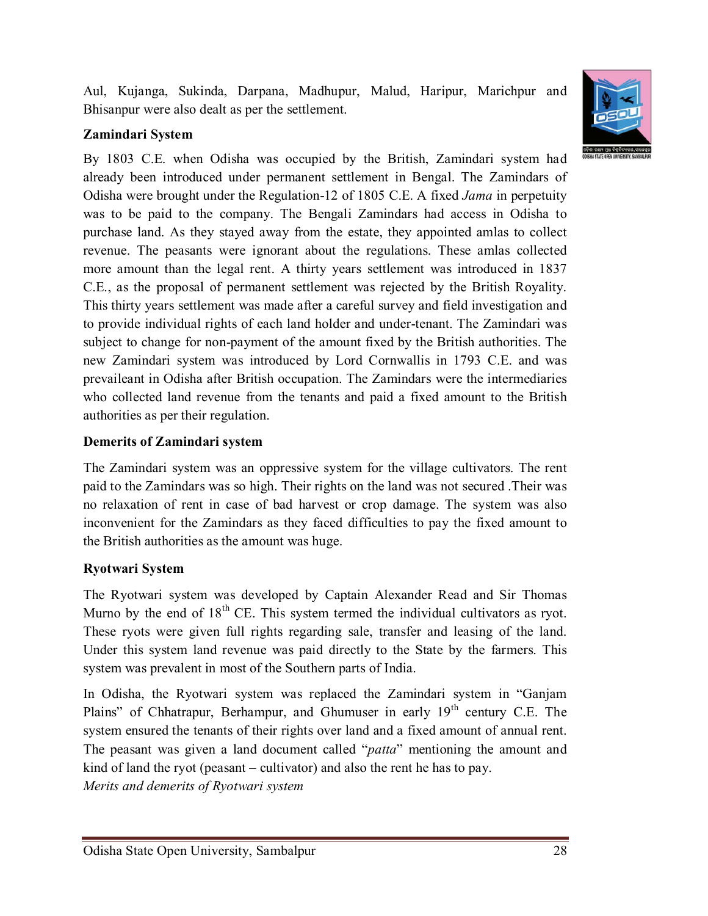Aul, Kujanga, Sukinda, Darpana, Madhupur, Malud, Haripur, Marichpur and Bhisanpur were also dealt as per the settlement.

**Zamindari System**

By 1803 C.E. when Odisha was occupied by the British, Zamindari system had already been introduced under permanent settlement in Bengal. The Zamindars of Odisha were brought under the Regulation-12 of 1805 C.E. A fixed *Jama* in perpetuity was to be paid to the company. The Bengali Zamindars had access in Odisha to purchase land. As they stayed away from the estate, they appointed amlas to collect revenue. The peasants were ignorant about the regulations. These amlas collected more amount than the legal rent. A thirty years settlement was introduced in 1837 C.E., as the proposal of permanent settlement was rejected by the British Royality. This thirty years settlement was made after a careful survey and field investigation and to provide individual rights of each land holder and under-tenant. The Zamindari was subject to change for non-payment of the amount fixed by the British authorities. The new Zamindari system was introduced by Lord Cornwallis in 1793 C.E. and was prevaileant in Odisha after British occupation. The Zamindars were the intermediaries who collected land revenue from the tenants and paid a fixed amount to the British authorities as per their regulation.

**Demerits of Zamindari system**

The Zamindari system was an oppressive system for the village cultivators. The rent paid to the Zamindars was so high. Their rights on the land was not secured .Their was no relaxation of rent in case of bad harvest or crop damage. The system was also inconvenient for the Zamindars as they faced difficulties to pay the fixed amount to the British authorities as the amount was huge.

**Ryotwari System**

The Ryotwari system was developed by Captain Alexander Read and Sir Thomas Murno by the end of 18$^{th}$ CE. This system termed the individual cultivators as ryot. These ryots were given full rights regarding sale, transfer and leasing of the land. Under this system land revenue was paid directly to the State by the farmers. This system was prevalent in most of the Southern parts of India.

In Odisha, the Ryotwari system was replaced the Zamindari system in "Ganjam Plains" of Chhatrapur, Berhampur, and Ghumuser in early 19$^{th}$ century C.E. The system ensured the tenants of their rights over land and a fixed amount of annual rent. The peasant was given a land document called "*patta*" mentioning the amount and kind of land the ryot (peasant – cultivator) and also the rent he has to pay.

*Merits and demerits of Ryotwari system*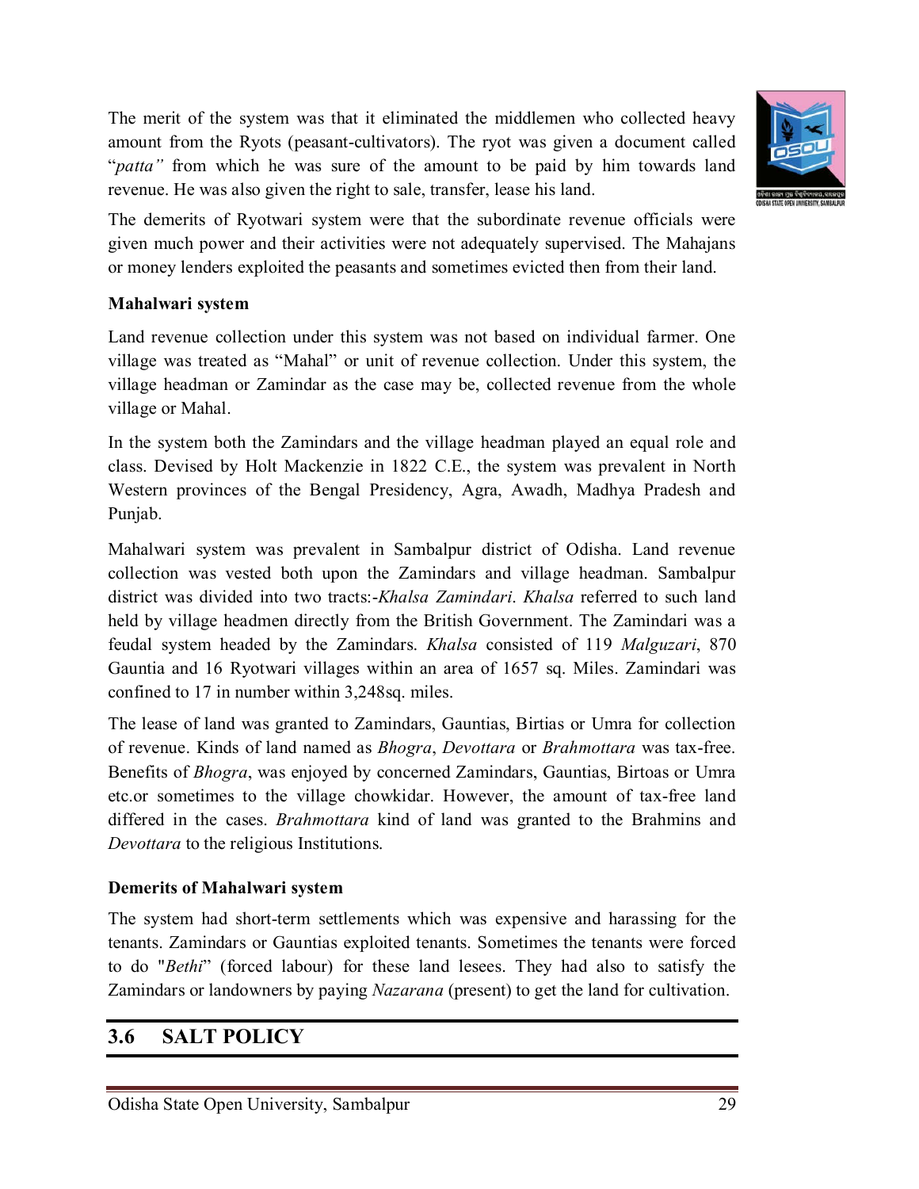The merit of the system was that it eliminated the middlemen who collected heavy amount from the Ryots (peasant-cultivators). The ryot was given a document called "*patta"* from which he was sure of the amount to be paid by him towards land revenue. He was also given the right to sale, transfer, lease his land.

The demerits of Ryotwari system were that the subordinate revenue officials were given much power and their activities were not adequately supervised. The Mahajans or money lenders exploited the peasants and sometimes evicted then from their land.

**Mahalwari system**

Land revenue collection under this system was not based on individual farmer. One village was treated as "Mahal" or unit of revenue collection. Under this system, the village headman or Zamindar as the case may be, collected revenue from the whole village or Mahal.

In the system both the Zamindars and the village headman played an equal role and class. Devised by Holt Mackenzie in 1822 C.E., the system was prevalent in North Western provinces of the Bengal Presidency, Agra, Awadh, Madhya Pradesh and Punjab.

Mahalwari system was prevalent in Sambalpur district of Odisha. Land revenue collection was vested both upon the Zamindars and village headman. Sambalpur district was divided into two tracts:-*Khalsa Zamindari*. *Khalsa* referred to such land held by village headmen directly from the British Government. The Zamindari was a feudal system headed by the Zamindars. *Khalsa* consisted of 119 *Malguzari*, 870 Gauntia and 16 Ryotwari villages within an area of 1657 sq. Miles. Zamindari was confined to 17 in number within 3,248sq. miles.

The lease of land was granted to Zamindars, Gauntias, Birtias or Umra for collection of revenue. Kinds of land named as *Bhogra*, *Devottara* or *Brahmottara* was tax-free. Benefits of *Bhogra*, was enjoyed by concerned Zamindars, Gauntias, Birtoas or Umra etc.or sometimes to the village chowkidar. However, the amount of tax-free land differed in the cases. *Brahmottara* kind of land was granted to the Brahmins and *Devottara* to the religious Institutions.

**Demerits of Mahalwari system**

The system had short-term settlements which was expensive and harassing for the tenants. Zamindars or Gauntias exploited tenants. Sometimes the tenants were forced to do "*Bethi*" (forced labour) for these land lesees. They had also to satisfy the Zamindars or landowners by paying *Nazarana* (present) to get the land for cultivation.

## 3.6 SALT POLICY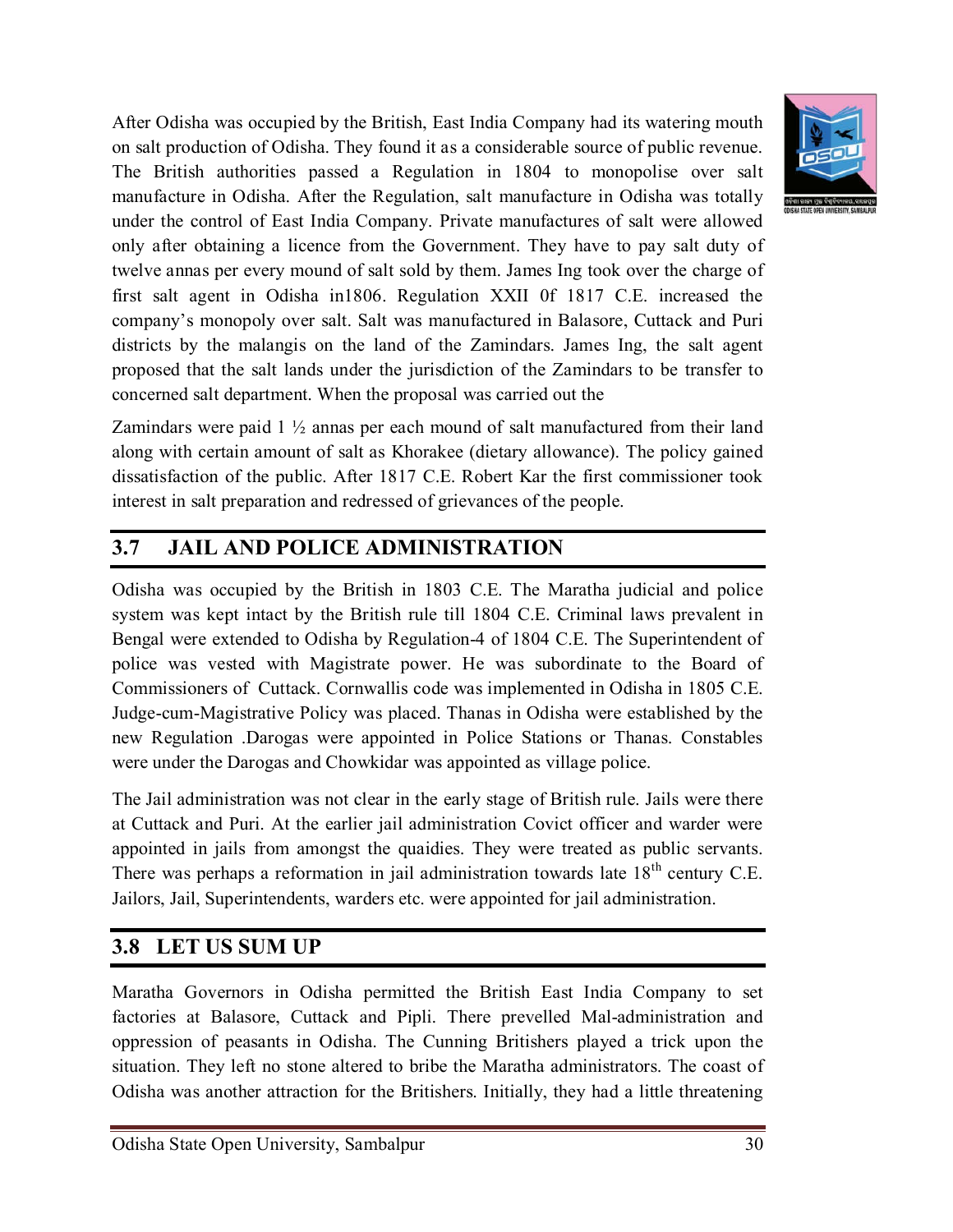After Odisha was occupied by the British, East India Company had its watering mouth on salt production of Odisha. They found it as a considerable source of public revenue. The British authorities passed a Regulation in 1804 to monopolise over salt manufacture in Odisha. After the Regulation, salt manufacture in Odisha was totally under the control of East India Company. Private manufactures of salt were allowed only after obtaining a licence from the Government. They have to pay salt duty of twelve annas per every mound of salt sold by them. James Ing took over the charge of first salt agent in Odisha in1806. Regulation XXII 0f 1817 C.E. increased the company's monopoly over salt. Salt was manufactured in Balasore, Cuttack and Puri districts by the malangis on the land of the Zamindars. James Ing, the salt agent proposed that the salt lands under the jurisdiction of the Zamindars to be transfer to concerned salt department. When the proposal was carried out the

Zamindars were paid 1 ½ annas per each mound of salt manufactured from their land along with certain amount of salt as Khorakee (dietary allowance). The policy gained dissatisfaction of the public. After 1817 C.E. Robert Kar the first commissioner took interest in salt preparation and redressed of grievances of the people.

## 3.7 JAIL AND POLICE ADMINISTRATION

Odisha was occupied by the British in 1803 C.E. The Maratha judicial and police system was kept intact by the British rule till 1804 C.E. Criminal laws prevalent in Bengal were extended to Odisha by Regulation-4 of 1804 C.E. The Superintendent of police was vested with Magistrate power. He was subordinate to the Board of Commissioners of Cuttack. Cornwallis code was implemented in Odisha in 1805 C.E. Judge-cum-Magistrative Policy was placed. Thanas in Odisha were established by the new Regulation .Darogas were appointed in Police Stations or Thanas. Constables were under the Darogas and Chowkidar was appointed as village police.

The Jail administration was not clear in the early stage of British rule. Jails were there at Cuttack and Puri. At the earlier jail administration Covict officer and warder were appointed in jails from amongst the quaidies. They were treated as public servants. There was perhaps a reformation in jail administration towards late 18th century C.E. Jailors, Jail, Superintendents, warders etc. were appointed for jail administration.

## 3.8 LET US SUM UP

Maratha Governors in Odisha permitted the British East India Company to set factories at Balasore, Cuttack and Pipli. There prevelled Mal-administration and oppression of peasants in Odisha. The Cunning Britishers played a trick upon the situation. They left no stone altered to bribe the Maratha administrators. The coast of Odisha was another attraction for the Britishers. Initially, they had a little threatening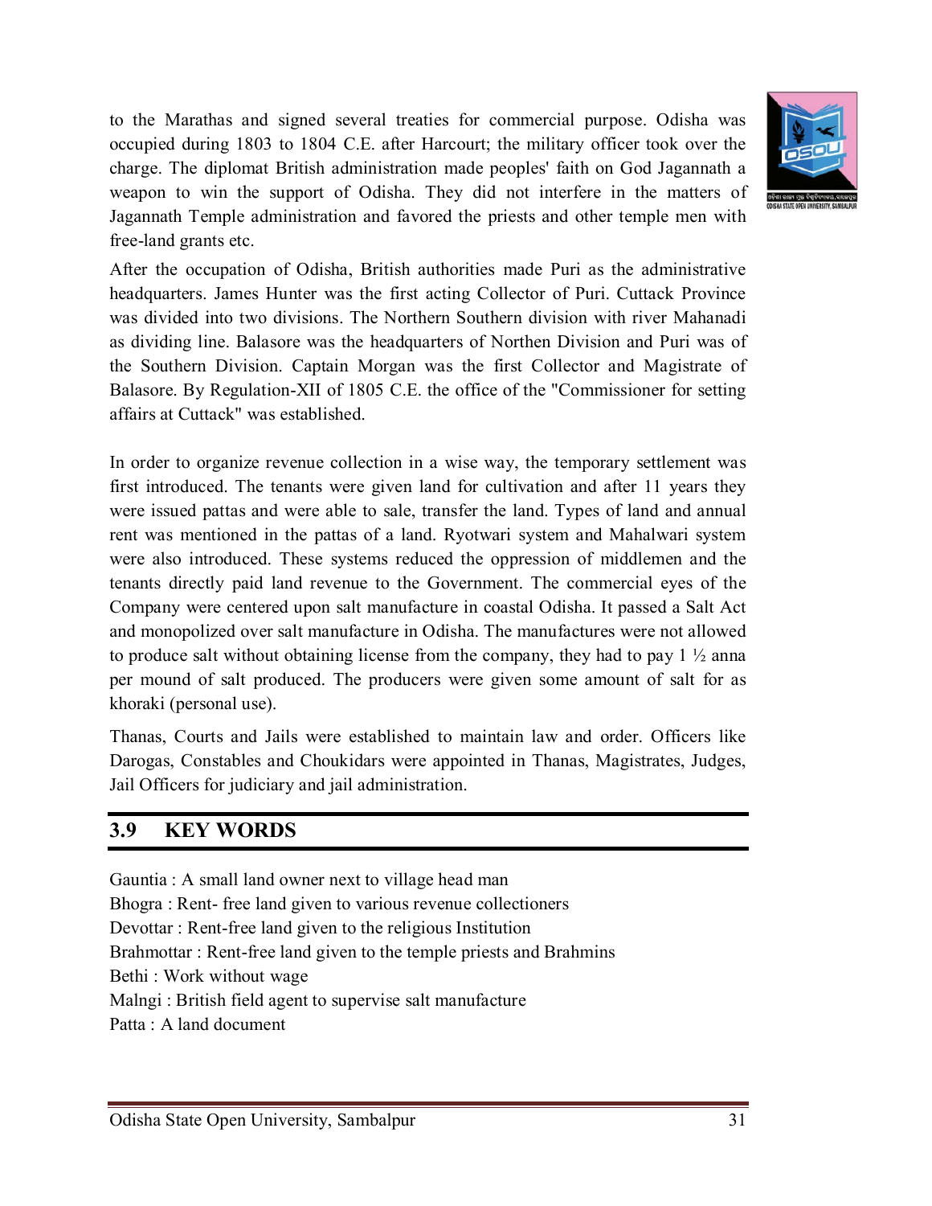to the Marathas and signed several treaties for commercial purpose. Odisha was occupied during 1803 to 1804 C.E. after Harcourt; the military officer took over the charge. The diplomat British administration made peoples' faith on God Jagannath a weapon to win the support of Odisha. They did not interfere in the matters of Jagannath Temple administration and favored the priests and other temple men with free-land grants etc.

After the occupation of Odisha, British authorities made Puri as the administrative headquarters. James Hunter was the first acting Collector of Puri. Cuttack Province was divided into two divisions. The Northern Southern division with river Mahanadi as dividing line. Balasore was the headquarters of Northen Division and Puri was of the Southern Division. Captain Morgan was the first Collector and Magistrate of Balasore. By Regulation-XII of 1805 C.E. the office of the "Commissioner for setting affairs at Cuttack" was established.

In order to organize revenue collection in a wise way, the temporary settlement was first introduced. The tenants were given land for cultivation and after 11 years they were issued pattas and were able to sale, transfer the land. Types of land and annual rent was mentioned in the pattas of a land. Ryotwari system and Mahalwari system were also introduced. These systems reduced the oppression of middlemen and the tenants directly paid land revenue to the Government. The commercial eyes of the Company were centered upon salt manufacture in coastal Odisha. It passed a Salt Act and monopolized over salt manufacture in Odisha. The manufactures were not allowed to produce salt without obtaining license from the company, they had to pay 1 ½ anna per mound of salt produced. The producers were given some amount of salt for as khoraki (personal use).

Thanas, Courts and Jails were established to maintain law and order. Officers like Darogas, Constables and Choukidars were appointed in Thanas, Magistrates, Judges, Jail Officers for judiciary and jail administration.

## 3.9 KEY WORDS

Gauntia : A small land owner next to village head man  
Bhogra : Rent- free land given to various revenue collectioners  
Devottar : Rent-free land given to the religious Institution  
Brahmottar : Rent-free land given to the temple priests and Brahmins  
Bethi : Work without wage  
Malngi : British field agent to supervise salt manufacture  
Patta : A land document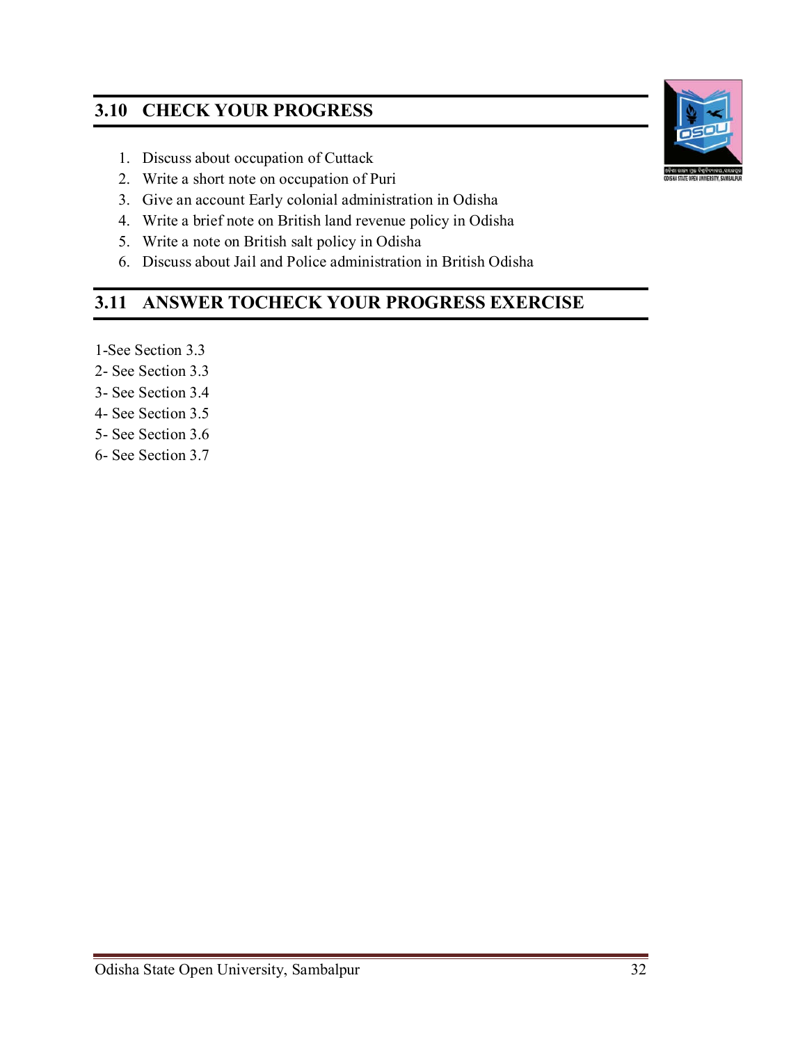## 3.10 CHECK YOUR PROGRESS

1. Discuss about occupation of Cuttack
2. Write a short note on occupation of Puri
3. Give an account Early colonial administration in Odisha
4. Write a brief note on British land revenue policy in Odisha
5. Write a note on British salt policy in Odisha
6. Discuss about Jail and Police administration in British Odisha

## 3.11 ANSWER TOCHECK YOUR PROGRESS EXERCISE

1-See Section 3.3
2- See Section 3.3
3- See Section 3.4
4- See Section 3.5
5- See Section 3.6
6- See Section 3.7